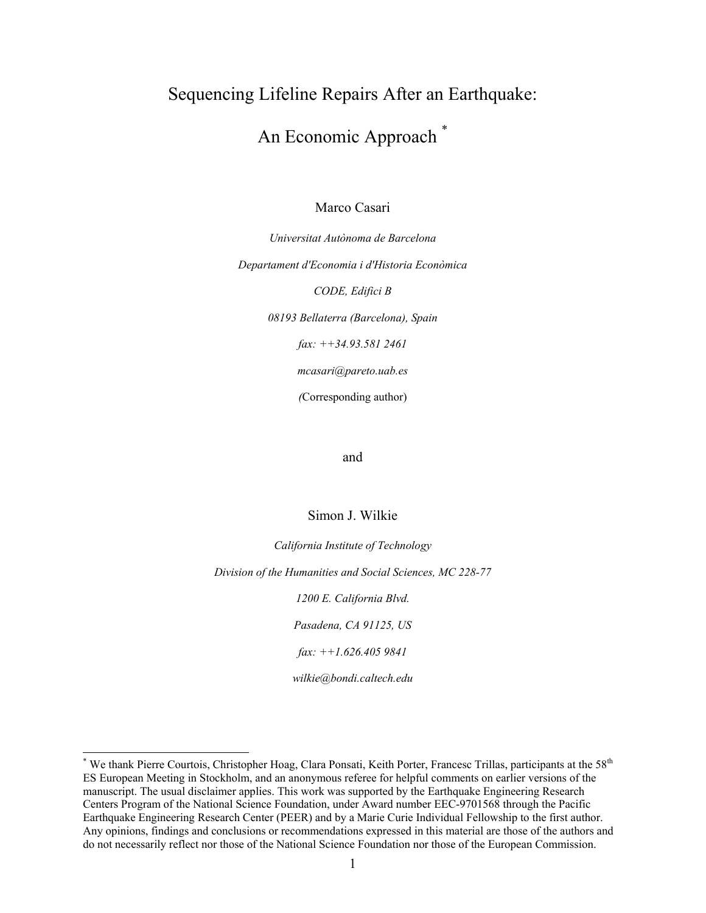# Sequencing Lifeline Repairs After an Earthquake: An Economic Approach [*]

Marco Casari

*Universitat Autònoma de Barcelona*

*Departament d'Economia i d'Historia Econòmica*

*CODE, Edifici B*

*08193 Bellaterra (Barcelona), Spain*

*fax: ++34.93.581 2461*

*mcasari@pareto.uab.es*

*(*Corresponding author)

and

Simon J. Wilkie

*California Institute of Technology*

*Division of the Humanities and Social Sciences, MC 228-77*

*1200 E. California Blvd.*

*Pasadena, CA 91125, US*

*fax: ++1.626.405 9841*

*wilkie@bondi.caltech.edu*

---

[*] We thank Pierre Courtois, Christopher Hoag, Clara Ponsati, Keith Porter, Francesc Trillas, participants at the 58th ES European Meeting in Stockholm, and an anonymous referee for helpful comments on earlier versions of the manuscript. The usual disclaimer applies. This work was supported by the Earthquake Engineering Research Centers Program of the National Science Foundation, under Award number EEC-9701568 through the Pacific Earthquake Engineering Research Center (PEER) and by a Marie Curie Individual Fellowship to the first author. Any opinions, findings and conclusions or recommendations expressed in this material are those of the authors and do not necessarily reflect nor those of the National Science Foundation nor those of the European Commission.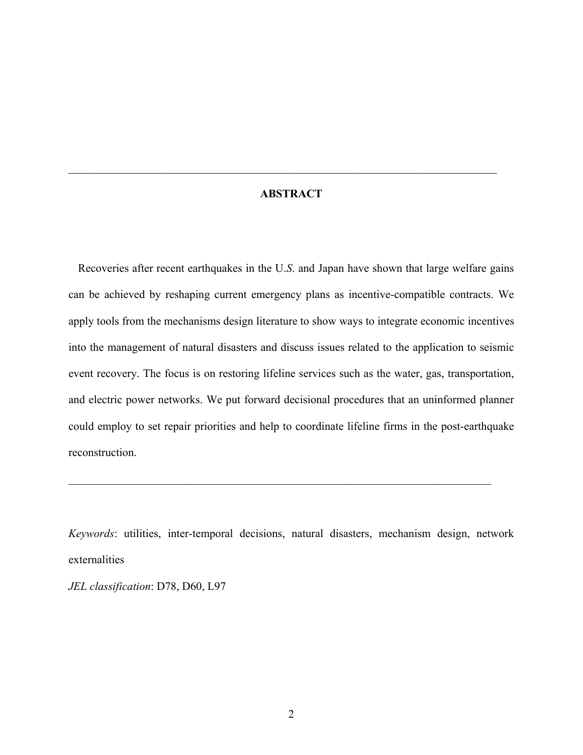## ABSTRACT

Recoveries after recent earthquakes in the U.*S*. and Japan have shown that large welfare gains can be achieved by reshaping current emergency plans as incentive-compatible contracts. We apply tools from the mechanisms design literature to show ways to integrate economic incentives into the management of natural disasters and discuss issues related to the application to seismic event recovery. The focus is on restoring lifeline services such as the water, gas, transportation, and electric power networks. We put forward decisional procedures that an uninformed planner could employ to set repair priorities and help to coordinate lifeline firms in the post-earthquake reconstruction.

---

*Keywords*: utilities, inter-temporal decisions, natural disasters, mechanism design, network externalities

*JEL classification*: D78, D60, L97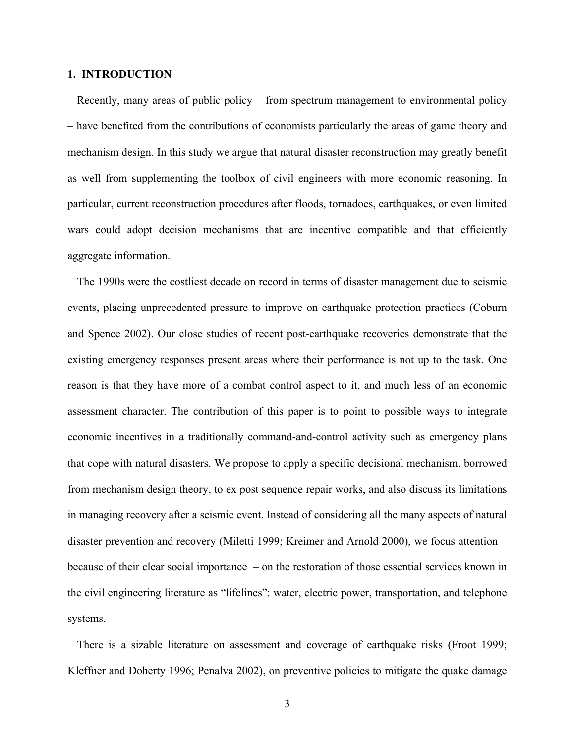## 1. INTRODUCTION

Recently, many areas of public policy – from spectrum management to environmental policy – have benefited from the contributions of economists particularly the areas of game theory and mechanism design. In this study we argue that natural disaster reconstruction may greatly benefit as well from supplementing the toolbox of civil engineers with more economic reasoning. In particular, current reconstruction procedures after floods, tornadoes, earthquakes, or even limited wars could adopt decision mechanisms that are incentive compatible and that efficiently aggregate information.

The 1990s were the costliest decade on record in terms of disaster management due to seismic events, placing unprecedented pressure to improve on earthquake protection practices (Coburn and Spence 2002). Our close studies of recent post-earthquake recoveries demonstrate that the existing emergency responses present areas where their performance is not up to the task. One reason is that they have more of a combat control aspect to it, and much less of an economic assessment character. The contribution of this paper is to point to possible ways to integrate economic incentives in a traditionally command-and-control activity such as emergency plans that cope with natural disasters. We propose to apply a specific decisional mechanism, borrowed from mechanism design theory, to ex post sequence repair works, and also discuss its limitations in managing recovery after a seismic event. Instead of considering all the many aspects of natural disaster prevention and recovery (Miletti 1999; Kreimer and Arnold 2000), we focus attention – because of their clear social importance – on the restoration of those essential services known in the civil engineering literature as "lifelines": water, electric power, transportation, and telephone systems.

There is a sizable literature on assessment and coverage of earthquake risks (Froot 1999; Kleffner and Doherty 1996; Penalva 2002), on preventive policies to mitigate the quake damage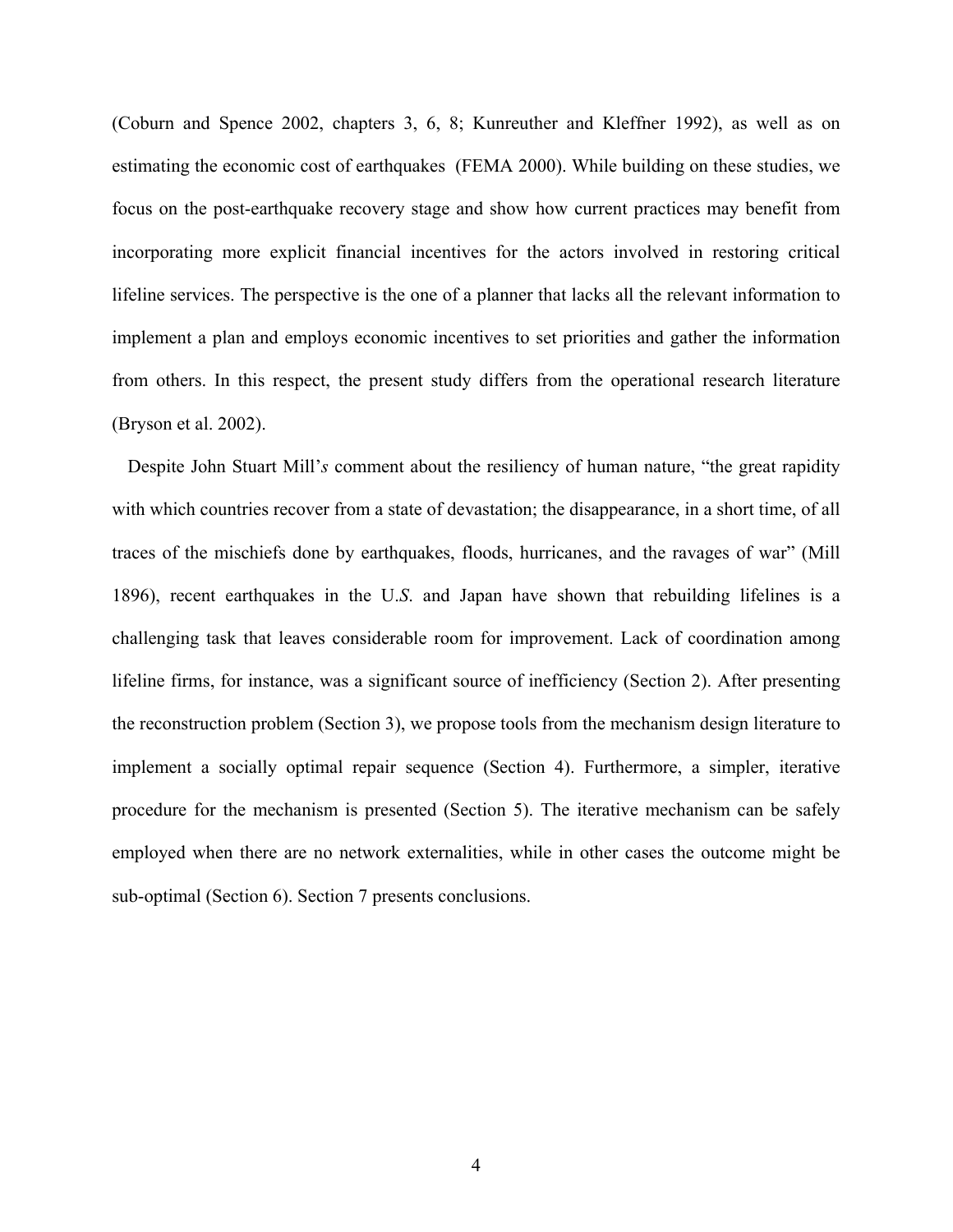(Coburn and Spence 2002, chapters 3, 6, 8; Kunreuther and Kleffner 1992), as well as on estimating the economic cost of earthquakes (FEMA 2000). While building on these studies, we focus on the post-earthquake recovery stage and show how current practices may benefit from incorporating more explicit financial incentives for the actors involved in restoring critical lifeline services. The perspective is the one of a planner that lacks all the relevant information to implement a plan and employs economic incentives to set priorities and gather the information from others. In this respect, the present study differs from the operational research literature (Bryson et al. 2002).

Despite John Stuart Mill'*s* comment about the resiliency of human nature, "the great rapidity with which countries recover from a state of devastation; the disappearance, in a short time, of all traces of the mischiefs done by earthquakes, floods, hurricanes, and the ravages of war" (Mill 1896), recent earthquakes in the U.*S.* and Japan have shown that rebuilding lifelines is a challenging task that leaves considerable room for improvement. Lack of coordination among lifeline firms, for instance, was a significant source of inefficiency (Section 2). After presenting the reconstruction problem (Section 3), we propose tools from the mechanism design literature to implement a socially optimal repair sequence (Section 4). Furthermore, a simpler, iterative procedure for the mechanism is presented (Section 5). The iterative mechanism can be safely employed when there are no network externalities, while in other cases the outcome might be sub-optimal (Section 6). Section 7 presents conclusions.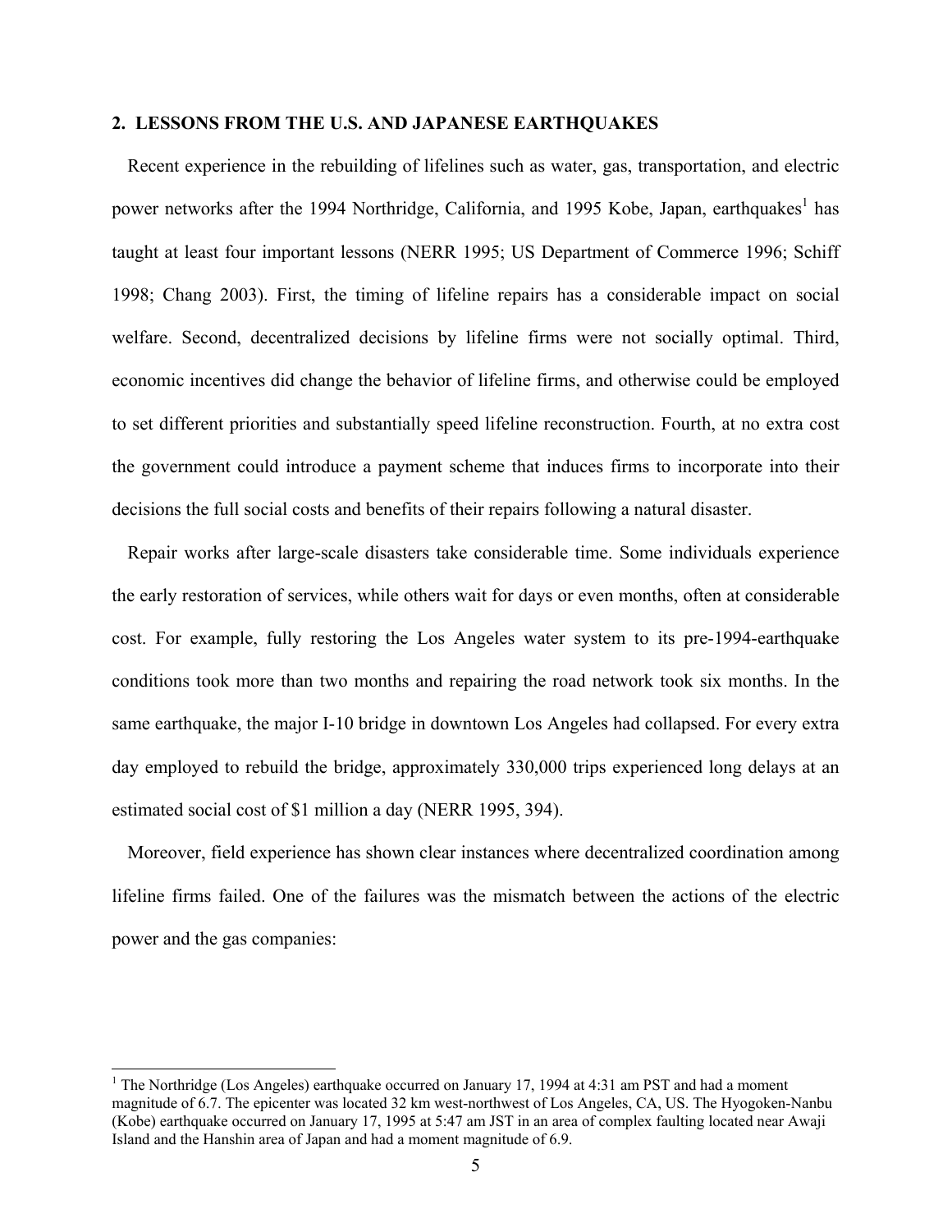## 2. LESSONS FROM THE U.S. AND JAPANESE EARTHQUAKES

Recent experience in the rebuilding of lifelines such as water, gas, transportation, and electric power networks after the 1994 Northridge, California, and 1995 Kobe, Japan, earthquakes[1] has taught at least four important lessons (NERR 1995; US Department of Commerce 1996; Schiff 1998; Chang 2003). First, the timing of lifeline repairs has a considerable impact on social welfare. Second, decentralized decisions by lifeline firms were not socially optimal. Third, economic incentives did change the behavior of lifeline firms, and otherwise could be employed to set different priorities and substantially speed lifeline reconstruction. Fourth, at no extra cost the government could introduce a payment scheme that induces firms to incorporate into their decisions the full social costs and benefits of their repairs following a natural disaster.

Repair works after large-scale disasters take considerable time. Some individuals experience the early restoration of services, while others wait for days or even months, often at considerable cost. For example, fully restoring the Los Angeles water system to its pre-1994-earthquake conditions took more than two months and repairing the road network took six months. In the same earthquake, the major I-10 bridge in downtown Los Angeles had collapsed. For every extra day employed to rebuild the bridge, approximately 330,000 trips experienced long delays at an estimated social cost of \$1 million a day (NERR 1995, 394).

Moreover, field experience has shown clear instances where decentralized coordination among lifeline firms failed. One of the failures was the mismatch between the actions of the electric power and the gas companies:

---

[1] The Northridge (Los Angeles) earthquake occurred on January 17, 1994 at 4:31 am PST and had a moment magnitude of 6.7. The epicenter was located 32 km west-northwest of Los Angeles, CA, US. The Hyogoken-Nanbu (Kobe) earthquake occurred on January 17, 1995 at 5:47 am JST in an area of complex faulting located near Awaji Island and the Hanshin area of Japan and had a moment magnitude of 6.9.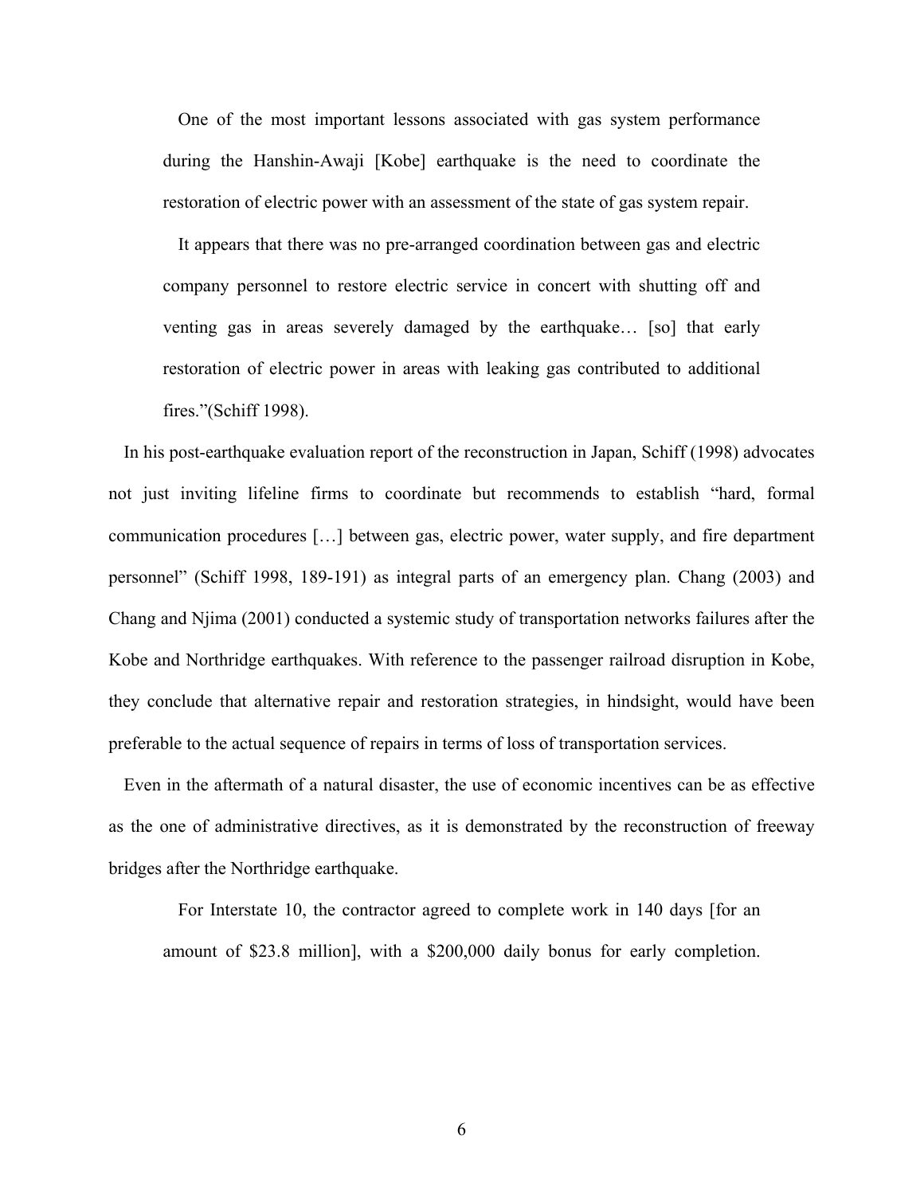> One of the most important lessons associated with gas system performance during the Hanshin-Awaji [Kobe] earthquake is the need to coordinate the restoration of electric power with an assessment of the state of gas system repair.
>
> It appears that there was no pre-arranged coordination between gas and electric company personnel to restore electric service in concert with shutting off and venting gas in areas severely damaged by the earthquake… [so] that early restoration of electric power in areas with leaking gas contributed to additional fires."(Schiff 1998).

In his post-earthquake evaluation report of the reconstruction in Japan, Schiff (1998) advocates not just inviting lifeline firms to coordinate but recommends to establish "hard, formal communication procedures […] between gas, electric power, water supply, and fire department personnel" (Schiff 1998, 189-191) as integral parts of an emergency plan. Chang (2003) and Chang and Njima (2001) conducted a systemic study of transportation networks failures after the Kobe and Northridge earthquakes. With reference to the passenger railroad disruption in Kobe, they conclude that alternative repair and restoration strategies, in hindsight, would have been preferable to the actual sequence of repairs in terms of loss of transportation services.

Even in the aftermath of a natural disaster, the use of economic incentives can be as effective as the one of administrative directives, as it is demonstrated by the reconstruction of freeway bridges after the Northridge earthquake.

> For Interstate 10, the contractor agreed to complete work in 140 days [for an amount of $23.8 million], with a $200,000 daily bonus for early completion.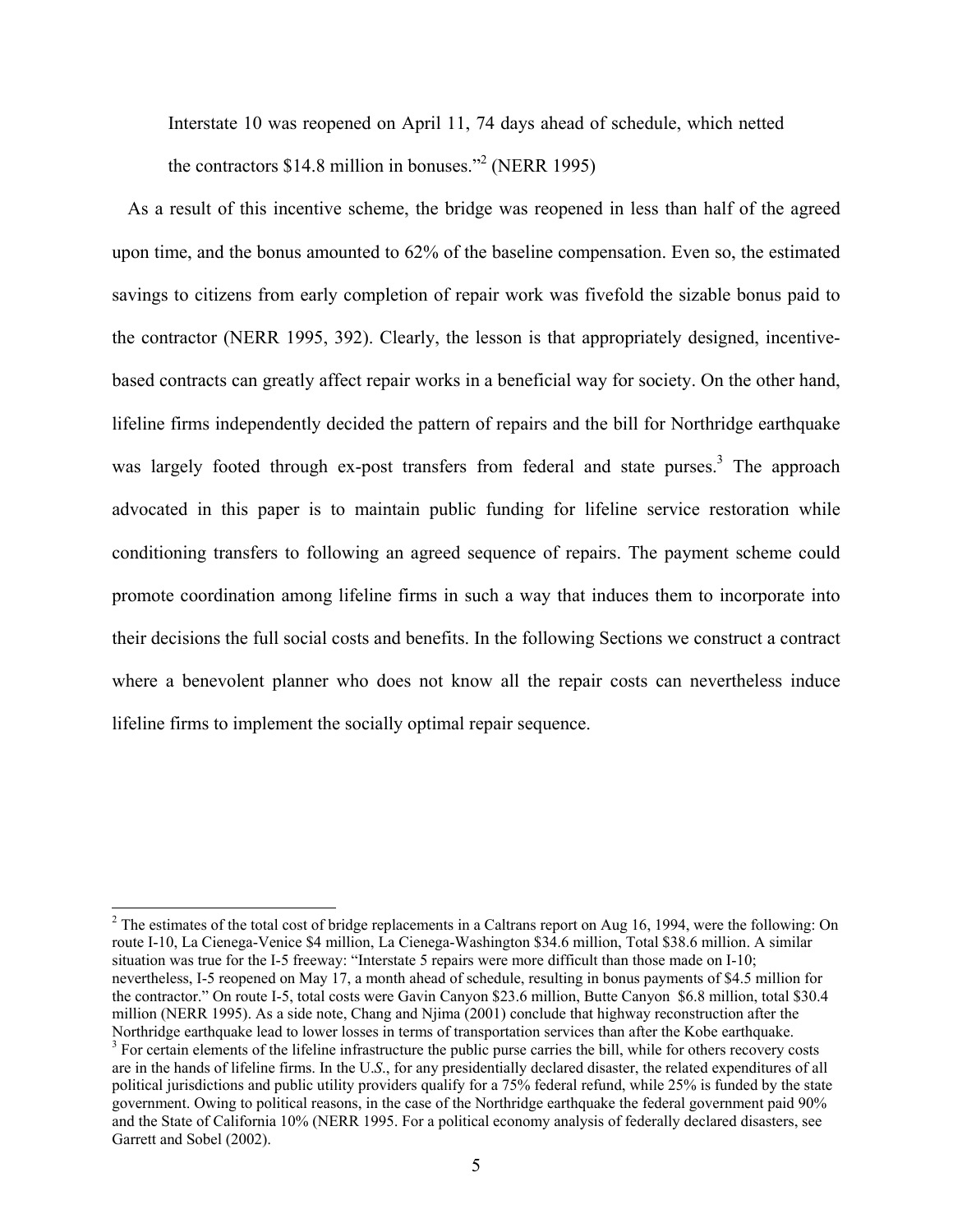> Interstate 10 was reopened on April 11, 74 days ahead of schedule, which netted the contractors $14.8 million in bonuses."[2] (NERR 1995)

As a result of this incentive scheme, the bridge was reopened in less than half of the agreed upon time, and the bonus amounted to 62% of the baseline compensation. Even so, the estimated savings to citizens from early completion of repair work was fivefold the sizable bonus paid to the contractor (NERR 1995, 392). Clearly, the lesson is that appropriately designed, incentive-based contracts can greatly affect repair works in a beneficial way for society. On the other hand, lifeline firms independently decided the pattern of repairs and the bill for Northridge earthquake was largely footed through ex-post transfers from federal and state purses.[3] The approach advocated in this paper is to maintain public funding for lifeline service restoration while conditioning transfers to following an agreed sequence of repairs. The payment scheme could promote coordination among lifeline firms in such a way that induces them to incorporate into their decisions the full social costs and benefits. In the following Sections we construct a contract where a benevolent planner who does not know all the repair costs can nevertheless induce lifeline firms to implement the socially optimal repair sequence.

---

[2] The estimates of the total cost of bridge replacements in a Caltrans report on Aug 16, 1994, were the following: On route I-10, La Cienega-Venice $4 million, La Cienega-Washington $34.6 million, Total $38.6 million. A similar situation was true for the I-5 freeway: "Interstate 5 repairs were more difficult than those made on I-10; nevertheless, I-5 reopened on May 17, a month ahead of schedule, resulting in bonus payments of $4.5 million for the contractor." On route I-5, total costs were Gavin Canyon $23.6 million, Butte Canyon $6.8 million, total $30.4 million (NERR 1995). As a side note, Chang and Njima (2001) conclude that highway reconstruction after the Northridge earthquake lead to lower losses in terms of transportation services than after the Kobe earthquake.

[3] For certain elements of the lifeline infrastructure the public purse carries the bill, while for others recovery costs are in the hands of lifeline firms. In the U.*S*., for any presidentially declared disaster, the related expenditures of all political jurisdictions and public utility providers qualify for a 75% federal refund, while 25% is funded by the state government. Owing to political reasons, in the case of the Northridge earthquake the federal government paid 90% and the State of California 10% (NERR 1995. For a political economy analysis of federally declared disasters, see Garrett and Sobel (2002).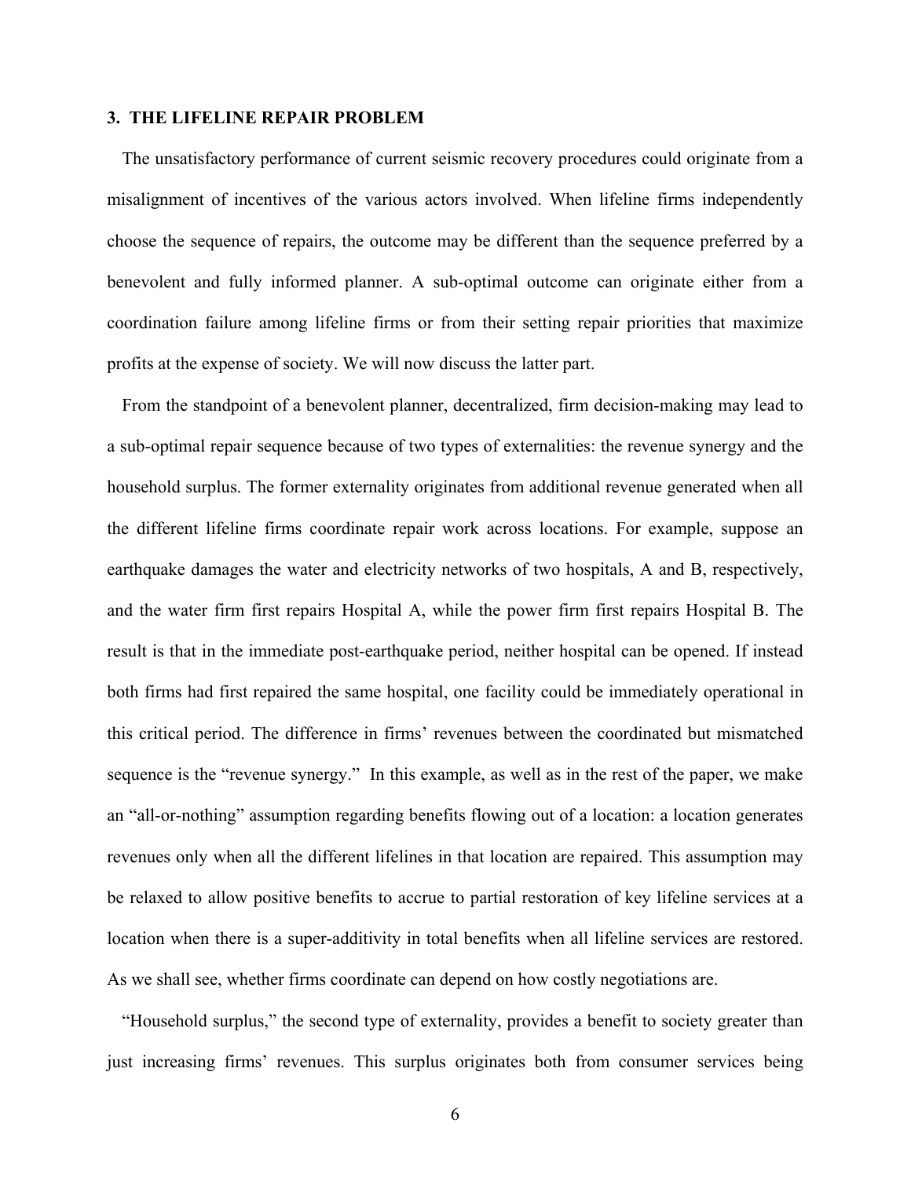## 3. THE LIFELINE REPAIR PROBLEM

The unsatisfactory performance of current seismic recovery procedures could originate from a misalignment of incentives of the various actors involved. When lifeline firms independently choose the sequence of repairs, the outcome may be different than the sequence preferred by a benevolent and fully informed planner. A sub-optimal outcome can originate either from a coordination failure among lifeline firms or from their setting repair priorities that maximize profits at the expense of society. We will now discuss the latter part.

From the standpoint of a benevolent planner, decentralized, firm decision-making may lead to a sub-optimal repair sequence because of two types of externalities: the revenue synergy and the household surplus. The former externality originates from additional revenue generated when all the different lifeline firms coordinate repair work across locations. For example, suppose an earthquake damages the water and electricity networks of two hospitals, A and B, respectively, and the water firm first repairs Hospital A, while the power firm first repairs Hospital B. The result is that in the immediate post-earthquake period, neither hospital can be opened. If instead both firms had first repaired the same hospital, one facility could be immediately operational in this critical period. The difference in firms' revenues between the coordinated but mismatched sequence is the "revenue synergy." In this example, as well as in the rest of the paper, we make an "all-or-nothing" assumption regarding benefits flowing out of a location: a location generates revenues only when all the different lifelines in that location are repaired. This assumption may be relaxed to allow positive benefits to accrue to partial restoration of key lifeline services at a location when there is a super-additivity in total benefits when all lifeline services are restored. As we shall see, whether firms coordinate can depend on how costly negotiations are.

"Household surplus," the second type of externality, provides a benefit to society greater than just increasing firms' revenues. This surplus originates both from consumer services being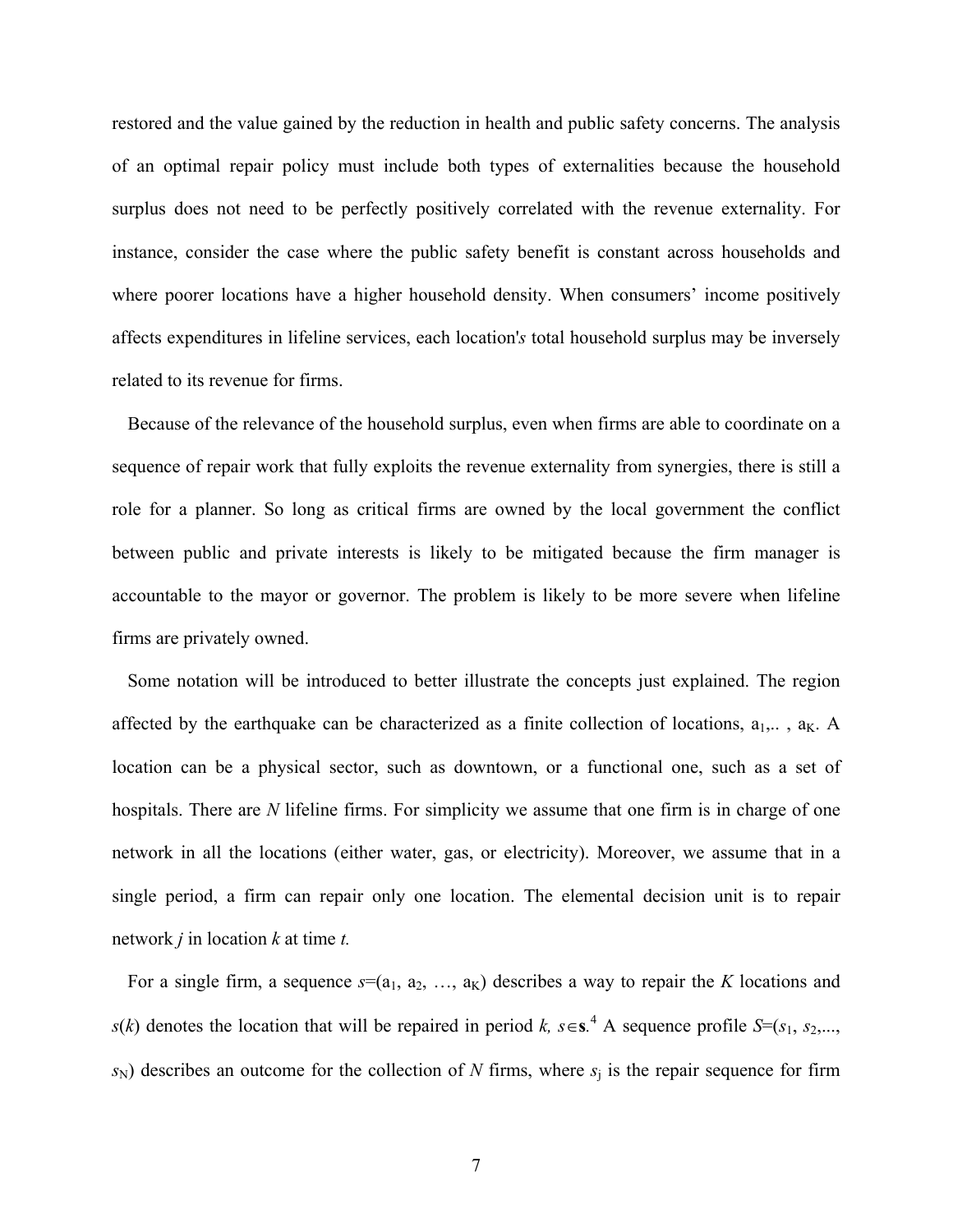restored and the value gained by the reduction in health and public safety concerns. The analysis of an optimal repair policy must include both types of externalities because the household surplus does not need to be perfectly positively correlated with the revenue externality. For instance, consider the case where the public safety benefit is constant across households and where poorer locations have a higher household density. When consumers' income positively affects expenditures in lifeline services, each location'*s* total household surplus may be inversely related to its revenue for firms.

Because of the relevance of the household surplus, even when firms are able to coordinate on a sequence of repair work that fully exploits the revenue externality from synergies, there is still a role for a planner. So long as critical firms are owned by the local government the conflict between public and private interests is likely to be mitigated because the firm manager is accountable to the mayor or governor. The problem is likely to be more severe when lifeline firms are privately owned.

Some notation will be introduced to better illustrate the concepts just explained. The region affected by the earthquake can be characterized as a finite collection of locations, $a_1, .., a_K$. A location can be a physical sector, such as downtown, or a functional one, such as a set of hospitals. There are $N$ lifeline firms. For simplicity we assume that one firm is in charge of one network in all the locations (either water, gas, or electricity). Moreover, we assume that in a single period, a firm can repair only one location. The elemental decision unit is to repair network $j$ in location $k$ at time $t$.

For a single firm, a sequence $s=(a_1, a_2, \ldots, a_K)$ describes a way to repair the $K$ locations and $s(k)$ denotes the location that will be repaired in period $k$, $s \in \mathbf{s}$.[4] A sequence profile $S=(s_1, s_2, ..., s_N)$ describes an outcome for the collection of $N$ firms, where $s_j$ is the repair sequence for firm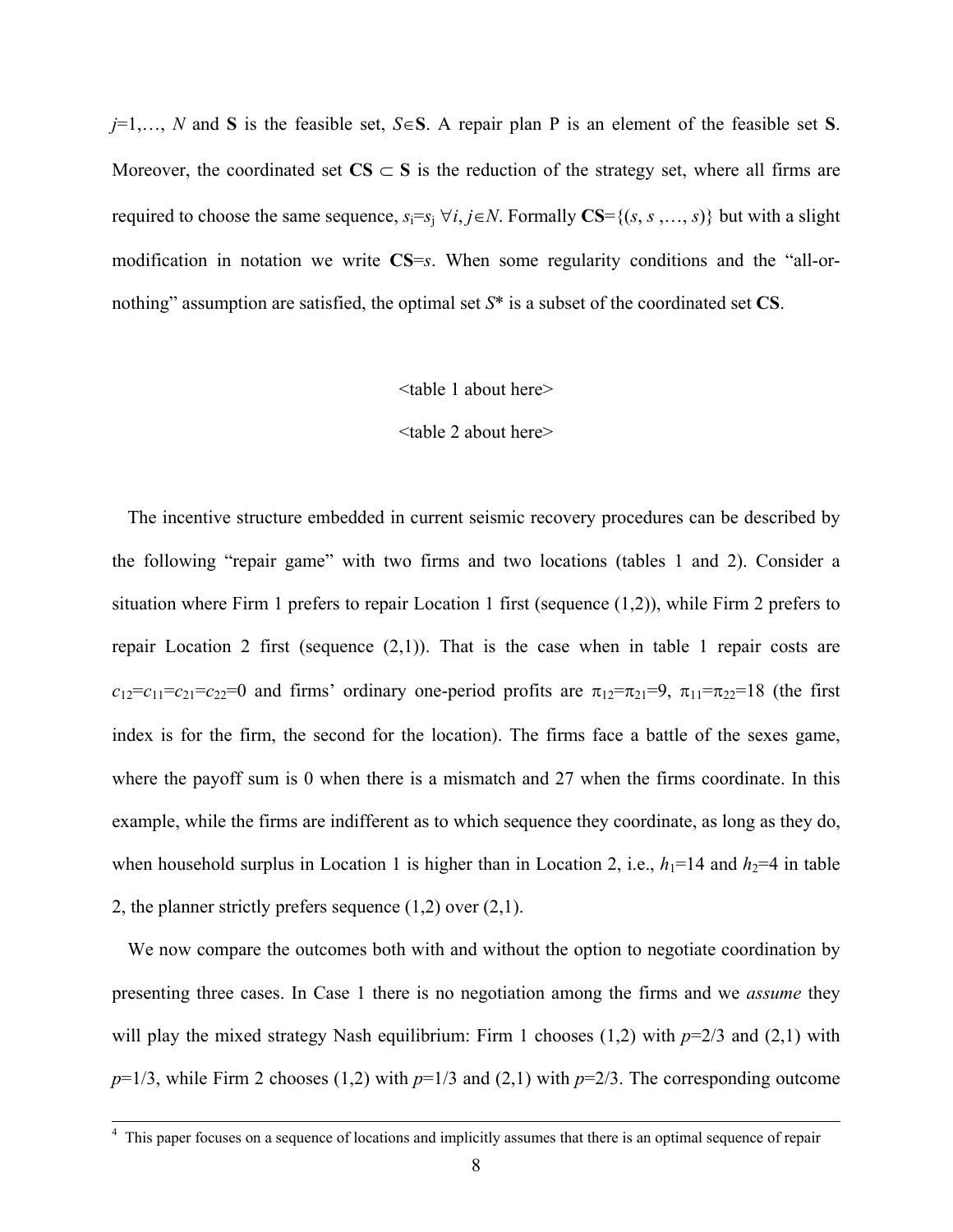$j$=1,…, $N$ and **S** is the feasible set, $S \in \mathbf{S}$. A repair plan P is an element of the feasible set **S**. Moreover, the coordinated set $\mathbf{CS} \subset \mathbf{S}$ is the reduction of the strategy set, where all firms are required to choose the same sequence, $s_i = s_j \; \forall i, j \in N$. Formally $\mathbf{CS}=\{(s, s, \ldots, s)\}$ but with a slight modification in notation we write $\mathbf{CS}=s$. When some regularity conditions and the "all-or-nothing" assumption are satisfied, the optimal set $S^*$ is a subset of the coordinated set **CS**.

<table 1 about here>

<table 2 about here>

The incentive structure embedded in current seismic recovery procedures can be described by the following "repair game" with two firms and two locations (tables 1 and 2). Consider a situation where Firm 1 prefers to repair Location 1 first (sequence (1,2)), while Firm 2 prefers to repair Location 2 first (sequence (2,1)). That is the case when in table 1 repair costs are $c_{12}=c_{11}=c_{21}=c_{22}=0$ and firms' ordinary one-period profits are $\pi_{12}=\pi_{21}=9$, $\pi_{11}=\pi_{22}=18$ (the first index is for the firm, the second for the location). The firms face a battle of the sexes game, where the payoff sum is 0 when there is a mismatch and 27 when the firms coordinate. In this example, while the firms are indifferent as to which sequence they coordinate, as long as they do, when household surplus in Location 1 is higher than in Location 2, i.e., $h_1$=14 and $h_2$=4 in table 2, the planner strictly prefers sequence (1,2) over (2,1).

We now compare the outcomes both with and without the option to negotiate coordination by presenting three cases. In Case 1 there is no negotiation among the firms and we *assume* they will play the mixed strategy Nash equilibrium: Firm 1 chooses (1,2) with $p$=2/3 and (2,1) with $p$=1/3, while Firm 2 chooses (1,2) with $p$=1/3 and (2,1) with $p$=2/3. The corresponding outcome

[4] This paper focuses on a sequence of locations and implicitly assumes that there is an optimal sequence of repair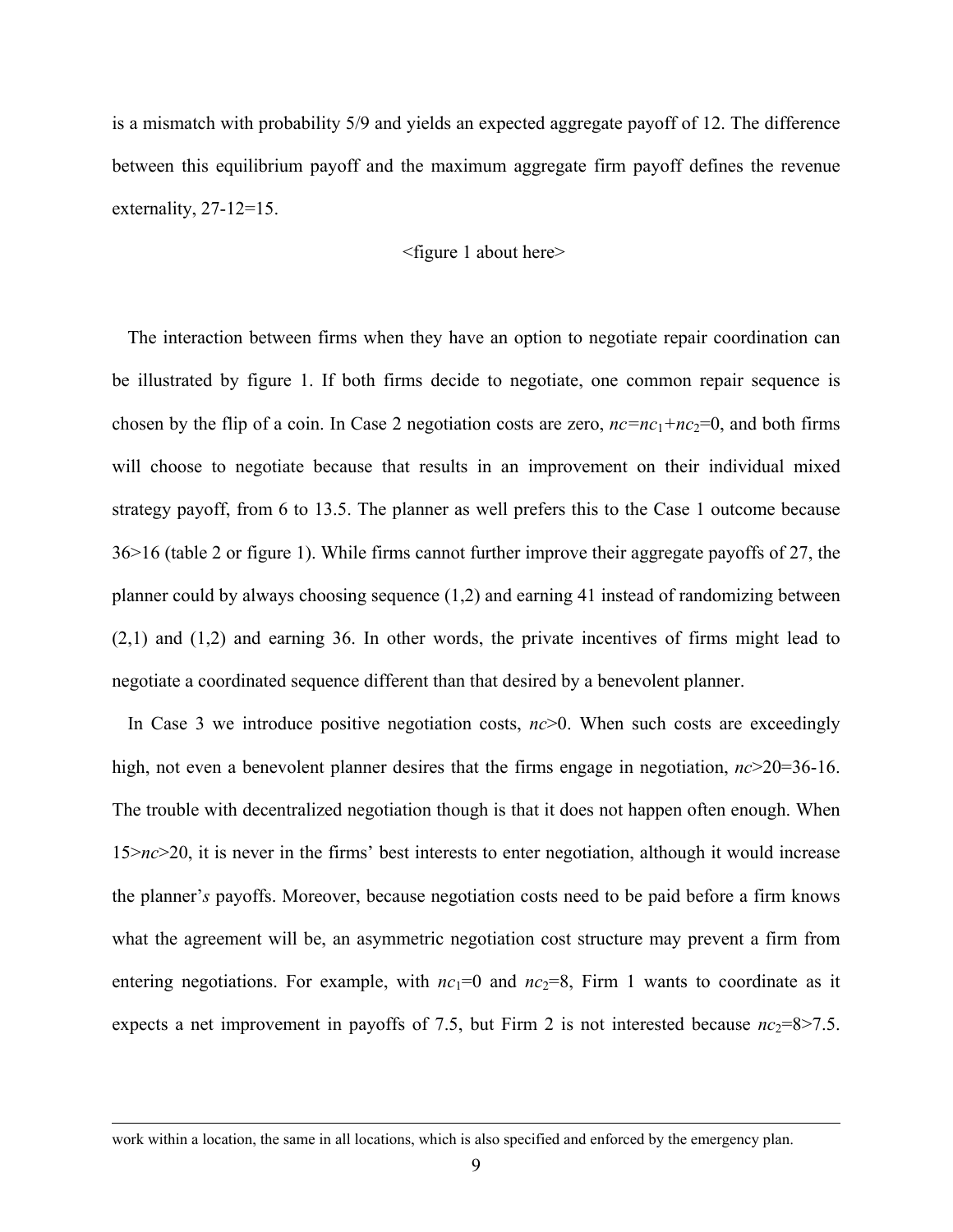is a mismatch with probability 5/9 and yields an expected aggregate payoff of 12. The difference between this equilibrium payoff and the maximum aggregate firm payoff defines the revenue externality, 27-12=15.

<figure 1 about here>

The interaction between firms when they have an option to negotiate repair coordination can be illustrated by figure 1. If both firms decide to negotiate, one common repair sequence is chosen by the flip of a coin. In Case 2 negotiation costs are zero, $nc=nc_1+nc_2=0$, and both firms will choose to negotiate because that results in an improvement on their individual mixed strategy payoff, from 6 to 13.5. The planner as well prefers this to the Case 1 outcome because 36>16 (table 2 or figure 1). While firms cannot further improve their aggregate payoffs of 27, the planner could by always choosing sequence (1,2) and earning 41 instead of randomizing between (2,1) and (1,2) and earning 36. In other words, the private incentives of firms might lead to negotiate a coordinated sequence different than that desired by a benevolent planner.

In Case 3 we introduce positive negotiation costs, $nc>0$. When such costs are exceedingly high, not even a benevolent planner desires that the firms engage in negotiation, $nc>20=36-16$. The trouble with decentralized negotiation though is that it does not happen often enough. When $15>nc>20$, it is never in the firms' best interests to enter negotiation, although it would increase the planner'*s* payoffs. Moreover, because negotiation costs need to be paid before a firm knows what the agreement will be, an asymmetric negotiation cost structure may prevent a firm from entering negotiations. For example, with $nc_1=0$ and $nc_2=8$, Firm 1 wants to coordinate as it expects a net improvement in payoffs of 7.5, but Firm 2 is not interested because $nc_2=8>7.5$.

work within a location, the same in all locations, which is also specified and enforced by the emergency plan.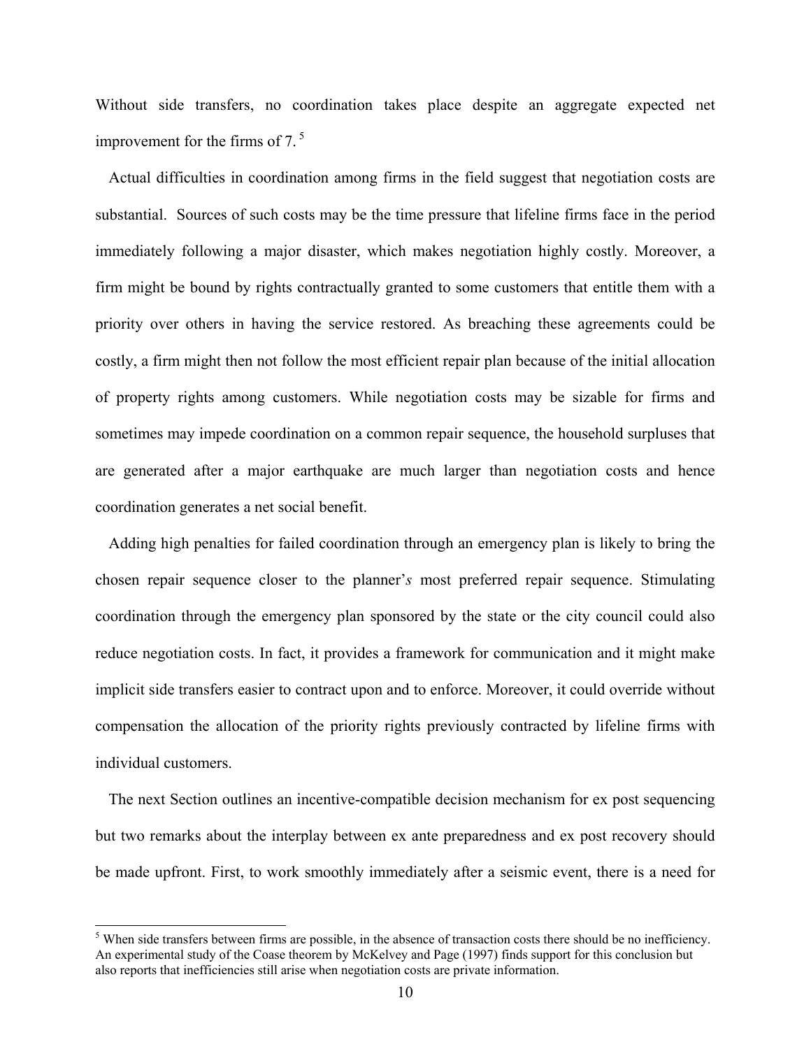Without side transfers, no coordination takes place despite an aggregate expected net improvement for the firms of 7.[5]

Actual difficulties in coordination among firms in the field suggest that negotiation costs are substantial. Sources of such costs may be the time pressure that lifeline firms face in the period immediately following a major disaster, which makes negotiation highly costly. Moreover, a firm might be bound by rights contractually granted to some customers that entitle them with a priority over others in having the service restored. As breaching these agreements could be costly, a firm might then not follow the most efficient repair plan because of the initial allocation of property rights among customers. While negotiation costs may be sizable for firms and sometimes may impede coordination on a common repair sequence, the household surpluses that are generated after a major earthquake are much larger than negotiation costs and hence coordination generates a net social benefit.

Adding high penalties for failed coordination through an emergency plan is likely to bring the chosen repair sequence closer to the planner'*s* most preferred repair sequence. Stimulating coordination through the emergency plan sponsored by the state or the city council could also reduce negotiation costs. In fact, it provides a framework for communication and it might make implicit side transfers easier to contract upon and to enforce. Moreover, it could override without compensation the allocation of the priority rights previously contracted by lifeline firms with individual customers.

The next Section outlines an incentive-compatible decision mechanism for ex post sequencing but two remarks about the interplay between ex ante preparedness and ex post recovery should be made upfront. First, to work smoothly immediately after a seismic event, there is a need for

[5] When side transfers between firms are possible, in the absence of transaction costs there should be no inefficiency. An experimental study of the Coase theorem by McKelvey and Page (1997) finds support for this conclusion but also reports that inefficiencies still arise when negotiation costs are private information.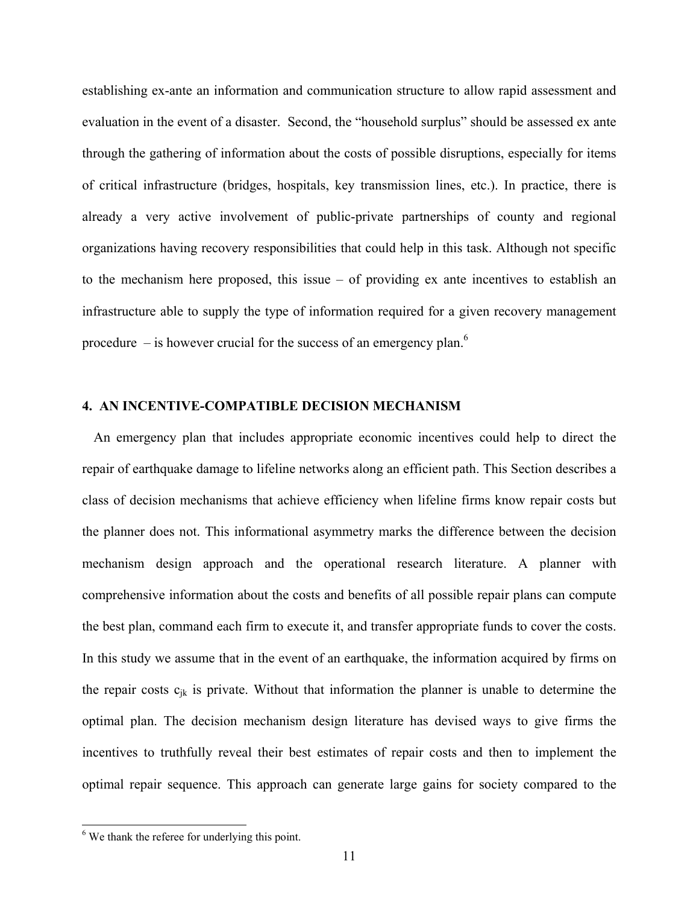establishing ex-ante an information and communication structure to allow rapid assessment and evaluation in the event of a disaster. Second, the "household surplus" should be assessed ex ante through the gathering of information about the costs of possible disruptions, especially for items of critical infrastructure (bridges, hospitals, key transmission lines, etc.). In practice, there is already a very active involvement of public-private partnerships of county and regional organizations having recovery responsibilities that could help in this task. Although not specific to the mechanism here proposed, this issue – of providing ex ante incentives to establish an infrastructure able to supply the type of information required for a given recovery management procedure – is however crucial for the success of an emergency plan.[6]

## 4. AN INCENTIVE-COMPATIBLE DECISION MECHANISM

An emergency plan that includes appropriate economic incentives could help to direct the repair of earthquake damage to lifeline networks along an efficient path. This Section describes a class of decision mechanisms that achieve efficiency when lifeline firms know repair costs but the planner does not. This informational asymmetry marks the difference between the decision mechanism design approach and the operational research literature. A planner with comprehensive information about the costs and benefits of all possible repair plans can compute the best plan, command each firm to execute it, and transfer appropriate funds to cover the costs. In this study we assume that in the event of an earthquake, the information acquired by firms on the repair costs $c_{jk}$ is private. Without that information the planner is unable to determine the optimal plan. The decision mechanism design literature has devised ways to give firms the incentives to truthfully reveal their best estimates of repair costs and then to implement the optimal repair sequence. This approach can generate large gains for society compared to the

[6] We thank the referee for underlying this point.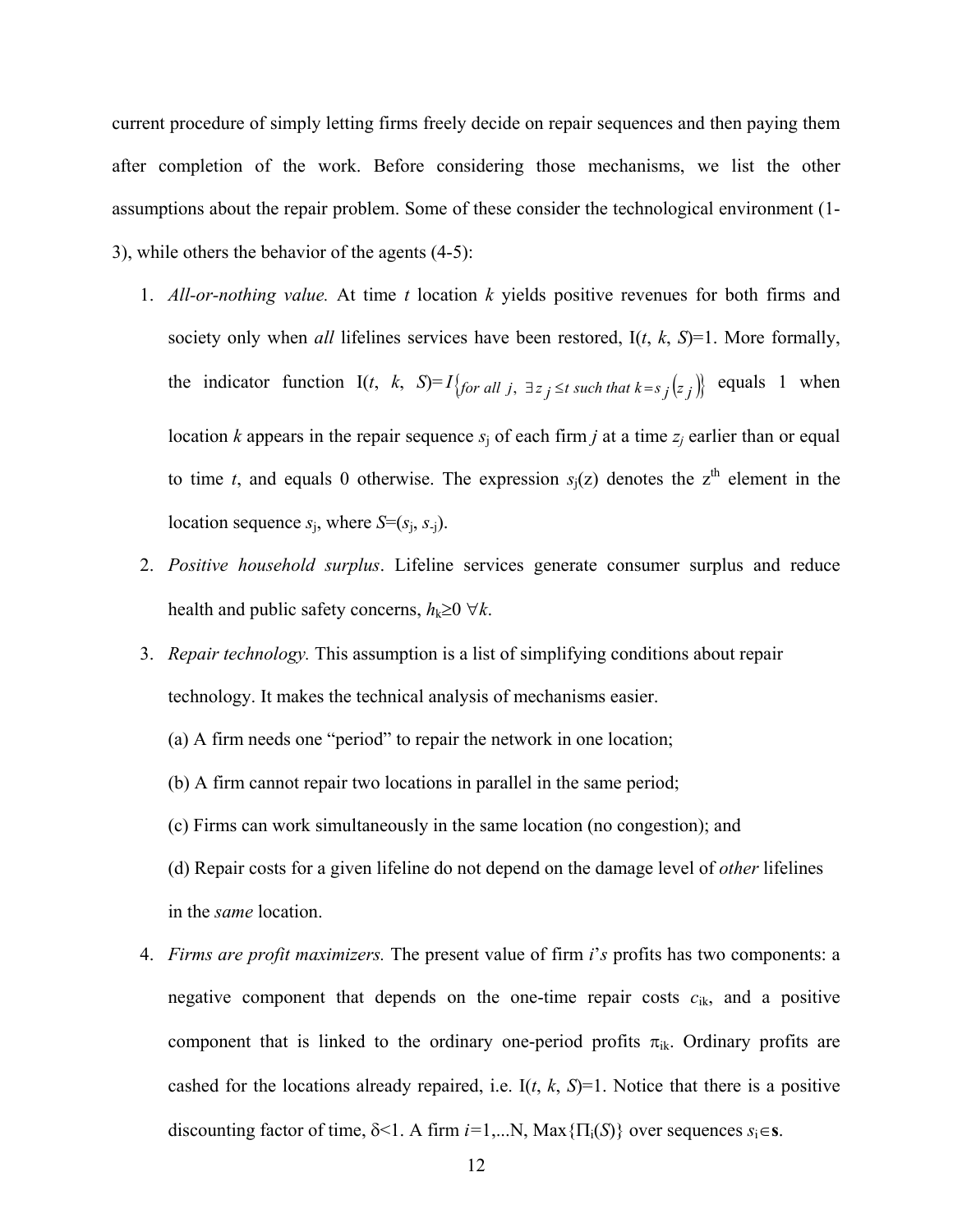current procedure of simply letting firms freely decide on repair sequences and then paying them after completion of the work. Before considering those mechanisms, we list the other assumptions about the repair problem. Some of these consider the technological environment (1-3), while others the behavior of the agents (4-5):

1. *All-or-nothing value.* At time $t$ location $k$ yields positive revenues for both firms and society only when *all* lifelines services have been restored, I($t$, $k$, $S$)=1. More formally, the indicator function I($t$, $k$, $S$)=$I\{for\ all\ j,\ \exists z_j \leq t\ such\ that\ k = s_j(z_j)\}$ equals 1 when location $k$ appears in the repair sequence $s_j$ of each firm $j$ at a time $z_j$ earlier than or equal to time $t$, and equals 0 otherwise. The expression $s_j(z)$ denotes the $z^{th}$ element in the location sequence $s_j$, where $S=(s_j, s_{-j})$.
2. *Positive household surplus*. Lifeline services generate consumer surplus and reduce health and public safety concerns, $h_k \geq 0\ \forall k$.
3. *Repair technology.* This assumption is a list of simplifying conditions about repair technology. It makes the technical analysis of mechanisms easier.

   (a) A firm needs one "period" to repair the network in one location;

   (b) A firm cannot repair two locations in parallel in the same period;

   (c) Firms can work simultaneously in the same location (no congestion); and

   (d) Repair costs for a given lifeline do not depend on the damage level of *other* lifelines in the *same* location.
4. *Firms are profit maximizers.* The present value of firm $i$'s profits has two components: a negative component that depends on the one-time repair costs $c_{ik}$, and a positive component that is linked to the ordinary one-period profits $\pi_{ik}$. Ordinary profits are cashed for the locations already repaired, i.e. I($t$, $k$, $S$)=1. Notice that there is a positive discounting factor of time, $\delta<1$. A firm $i$=1,...N, Max$\{\Pi_i(S)\}$ over sequences $s_i \in \mathbf{s}$.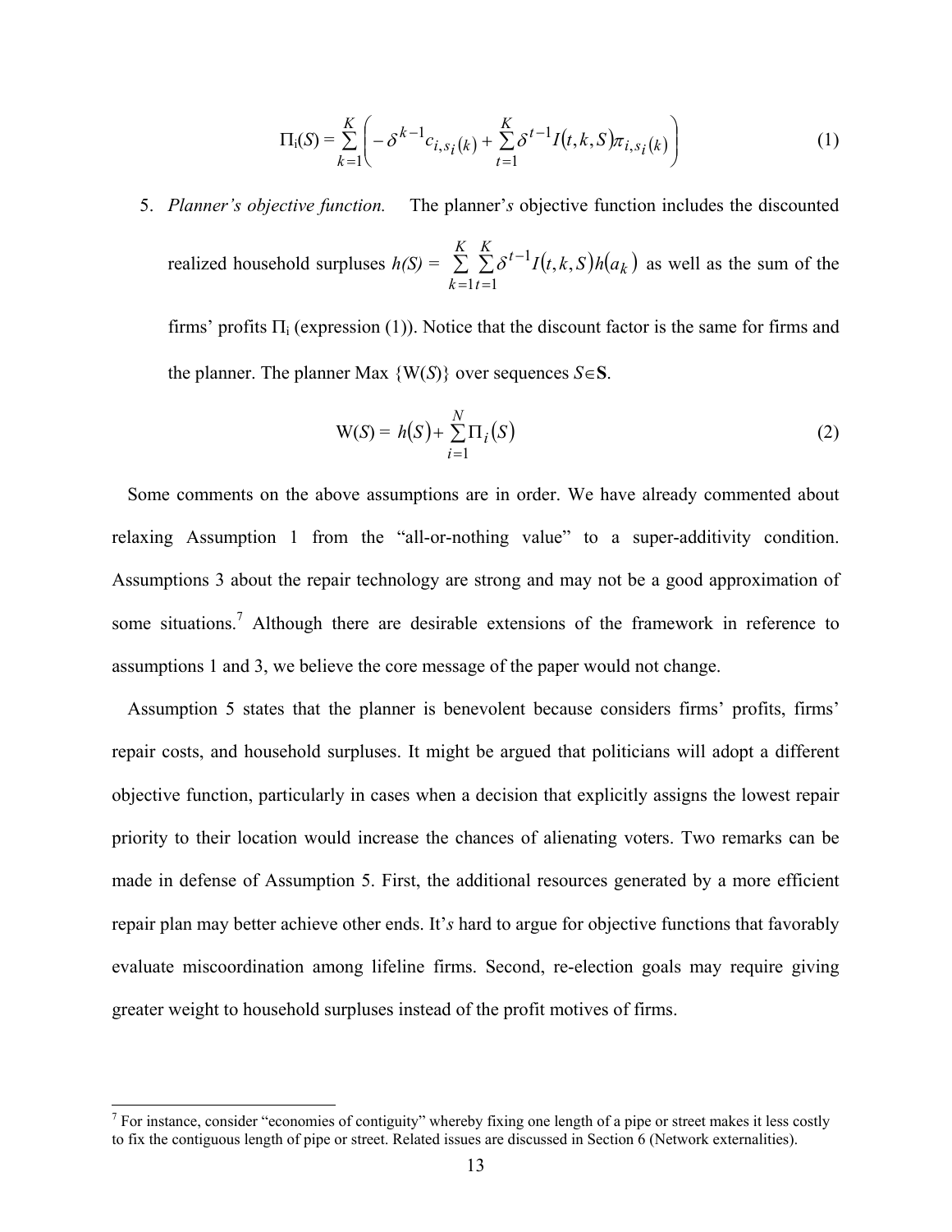$$\Pi_i(S) = \sum_{k=1}^{K}\left(-\delta^{k-1}c_{i,s_i(k)} + \sum_{t=1}^{K}\delta^{t-1}I(t,k,S)\pi_{i,s_i(k)}\right) \tag{1}$$

5. *Planner's objective function.* The planner's objective function includes the discounted realized household surpluses $h(S) = \sum_{k=1}^{K}\sum_{t=1}^{K}\delta^{t-1}I(t,k,S)h(a_k)$ as well as the sum of the firms' profits $\Pi_i$ (expression (1)). Notice that the discount factor is the same for firms and the planner. The planner Max $\{W(S)\}$ over sequences $S \in \mathbf{S}$.

$$W(S) = h(S) + \sum_{i=1}^{N}\Pi_i(S) \tag{2}$$

Some comments on the above assumptions are in order. We have already commented about relaxing Assumption 1 from the "all-or-nothing value" to a super-additivity condition. Assumptions 3 about the repair technology are strong and may not be a good approximation of some situations.[7] Although there are desirable extensions of the framework in reference to assumptions 1 and 3, we believe the core message of the paper would not change.

Assumption 5 states that the planner is benevolent because considers firms' profits, firms' repair costs, and household surpluses. It might be argued that politicians will adopt a different objective function, particularly in cases when a decision that explicitly assigns the lowest repair priority to their location would increase the chances of alienating voters. Two remarks can be made in defense of Assumption 5. First, the additional resources generated by a more efficient repair plan may better achieve other ends. It's hard to argue for objective functions that favorably evaluate miscoordination among lifeline firms. Second, re-election goals may require giving greater weight to household surpluses instead of the profit motives of firms.

[7] For instance, consider "economies of contiguity" whereby fixing one length of a pipe or street makes it less costly to fix the contiguous length of pipe or street. Related issues are discussed in Section 6 (Network externalities).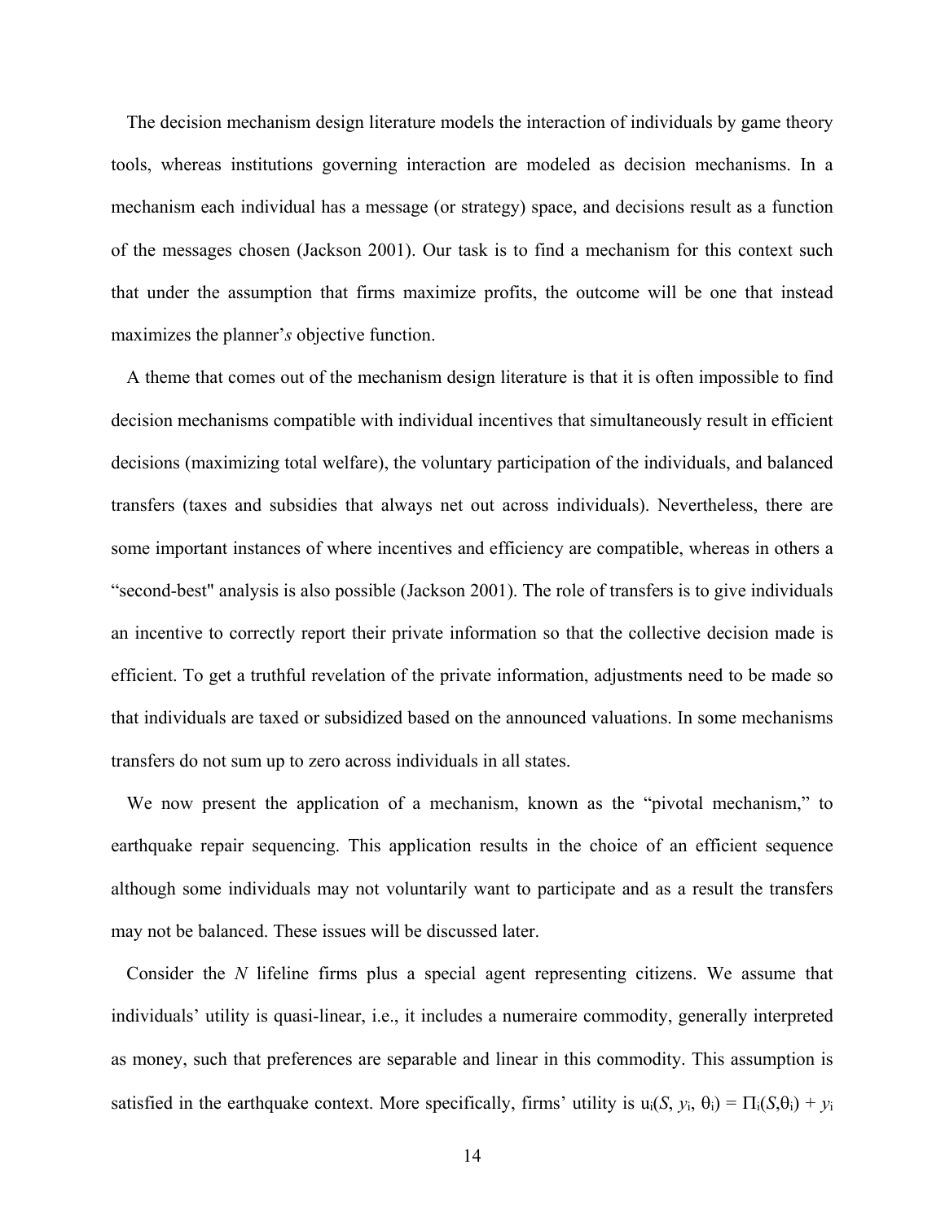The decision mechanism design literature models the interaction of individuals by game theory tools, whereas institutions governing interaction are modeled as decision mechanisms. In a mechanism each individual has a message (or strategy) space, and decisions result as a function of the messages chosen (Jackson 2001). Our task is to find a mechanism for this context such that under the assumption that firms maximize profits, the outcome will be one that instead maximizes the planner'*s* objective function.

A theme that comes out of the mechanism design literature is that it is often impossible to find decision mechanisms compatible with individual incentives that simultaneously result in efficient decisions (maximizing total welfare), the voluntary participation of the individuals, and balanced transfers (taxes and subsidies that always net out across individuals). Nevertheless, there are some important instances of where incentives and efficiency are compatible, whereas in others a "second-best" analysis is also possible (Jackson 2001). The role of transfers is to give individuals an incentive to correctly report their private information so that the collective decision made is efficient. To get a truthful revelation of the private information, adjustments need to be made so that individuals are taxed or subsidized based on the announced valuations. In some mechanisms transfers do not sum up to zero across individuals in all states.

We now present the application of a mechanism, known as the "pivotal mechanism," to earthquake repair sequencing. This application results in the choice of an efficient sequence although some individuals may not voluntarily want to participate and as a result the transfers may not be balanced. These issues will be discussed later.

Consider the $N$ lifeline firms plus a special agent representing citizens. We assume that individuals' utility is quasi-linear, i.e., it includes a numeraire commodity, generally interpreted as money, such that preferences are separable and linear in this commodity. This assumption is satisfied in the earthquake context. More specifically, firms' utility is $u_i(S, y_i, \theta_i) = \Pi_i(S,\theta_i) + y_i$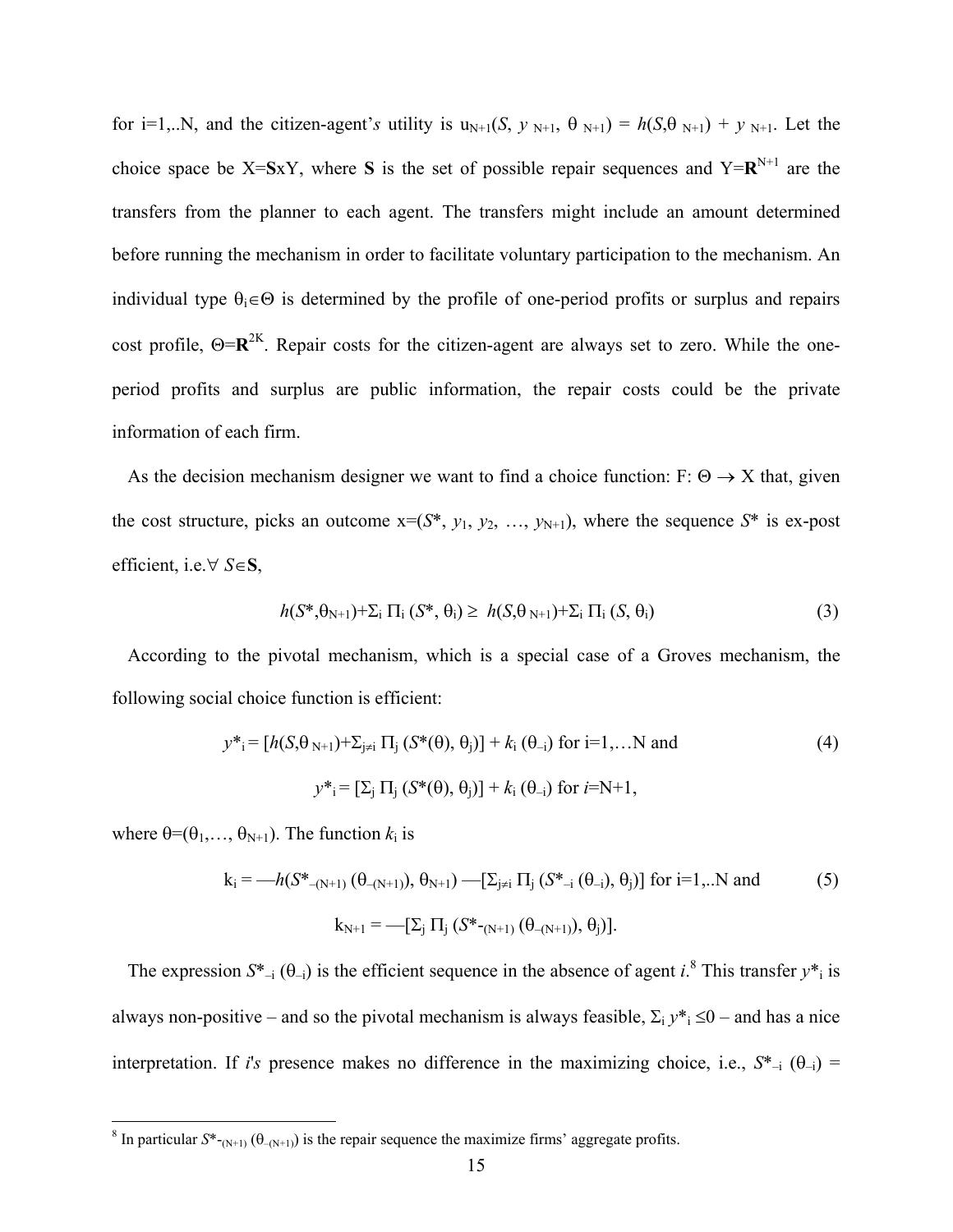for i=1,..N, and the citizen-agent's utility is $u_{N+1}(S, y_{N+1}, \theta_{N+1}) = h(S,\theta_{N+1}) + y_{N+1}$. Let the choice space be $X=\mathbf{S}\text{x}Y$, where $\mathbf{S}$ is the set of possible repair sequences and $Y=\mathbf{R}^{N+1}$ are the transfers from the planner to each agent. The transfers might include an amount determined before running the mechanism in order to facilitate voluntary participation to the mechanism. An individual type $\theta_i \in \Theta$ is determined by the profile of one-period profits or surplus and repairs cost profile, $\Theta=\mathbf{R}^{2K}$. Repair costs for the citizen-agent are always set to zero. While the one-period profits and surplus are public information, the repair costs could be the private information of each firm.

As the decision mechanism designer we want to find a choice function: $F: \Theta \rightarrow X$ that, given the cost structure, picks an outcome $x=(S^*, y_1, y_2, \ldots, y_{N+1})$, where the sequence $S^*$ is ex-post efficient, i.e. $\forall\ S \in \mathbf{S}$,

$$h(S^*,\theta_{N+1})+\Sigma_i\, \Pi_i\,(S^*, \theta_i) \geq h(S,\theta_{N+1})+\Sigma_i\, \Pi_i\,(S, \theta_i) \tag{3}$$

According to the pivotal mechanism, which is a special case of a Groves mechanism, the following social choice function is efficient:

$$y^*_i = [h(S,\theta_{N+1})+\Sigma_{j\neq i}\, \Pi_j\,(S^*(\theta), \theta_j)] + k_i\,(\theta_{-i}) \text{ for i=1,…N and} \tag{4}$$

$$y^*_i = [\Sigma_j\, \Pi_j\,(S^*(\theta), \theta_j)] + k_i\,(\theta_{-i}) \text{ for } i\text{=N+1},$$

where $\theta=(\theta_1,\ldots, \theta_{N+1})$. The function $k_i$ is

$$k_i = -h(S^*_{-(N+1)}\,(\theta_{-(N+1)}), \theta_{N+1}) - [\Sigma_{j\neq i}\, \Pi_j\,(S^*_{-i}\,(\theta_{-i}), \theta_j)] \text{ for i=1,..N and} \tag{5}$$

$$k_{N+1} = -[\Sigma_j\, \Pi_j\,(S^*_{-(N+1)}\,(\theta_{-(N+1)}), \theta_j)].$$

The expression $S^*_{-i}\,(\theta_{-i})$ is the efficient sequence in the absence of agent $i$.[8] This transfer $y^*_i$ is always non-positive – and so the pivotal mechanism is always feasible, $\Sigma_i\, y^*_i \leq 0$ – and has a nice interpretation. If *i's* presence makes no difference in the maximizing choice, i.e., $S^*_{-i}\,(\theta_{-i}) =$

---

[8] In particular $S^*_{-(N+1)}\,(\theta_{-(N+1)})$ is the repair sequence the maximize firms' aggregate profits.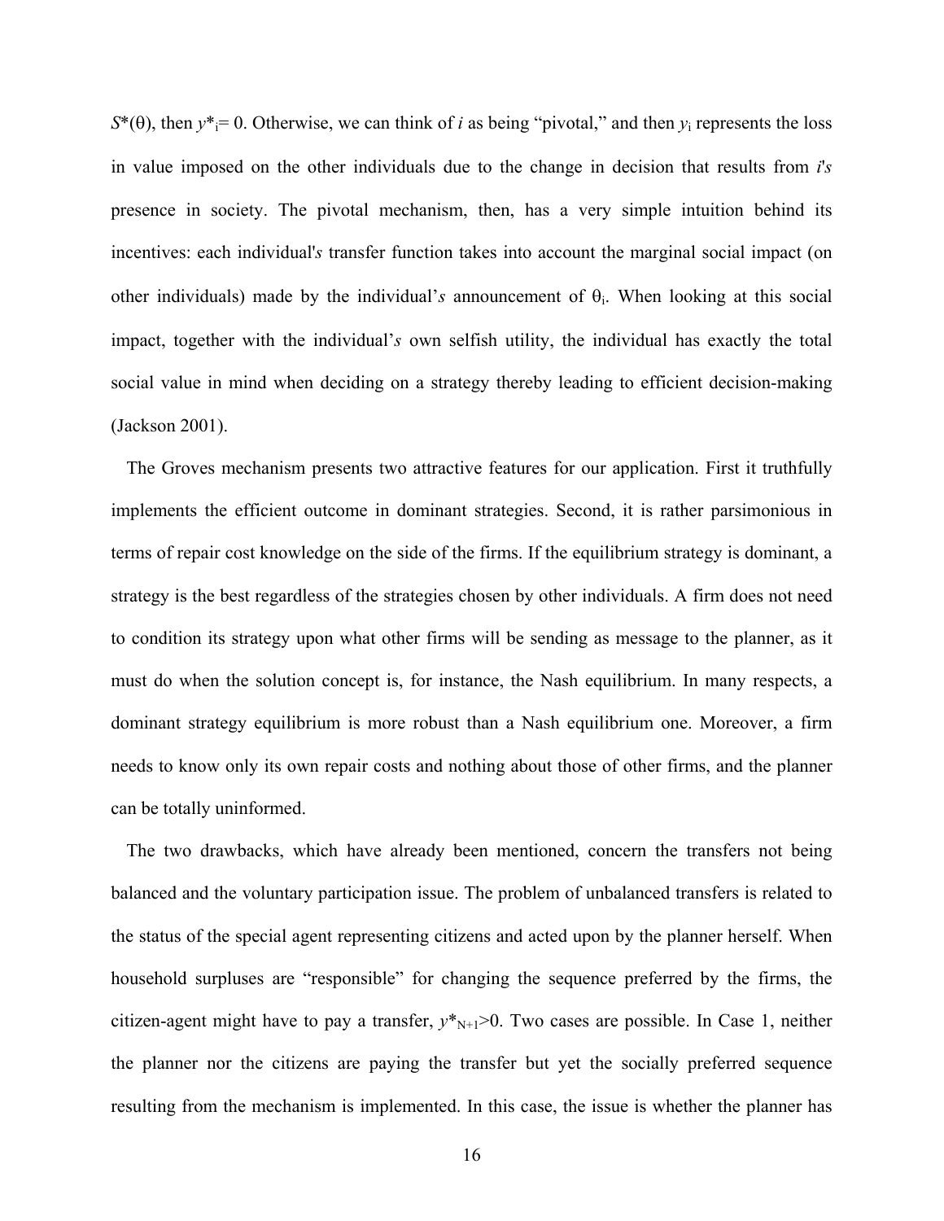$S^*(\theta)$, then $y^*_i = 0$. Otherwise, we can think of $i$ as being "pivotal," and then $y_i$ represents the loss in value imposed on the other individuals due to the change in decision that results from $i$'s presence in society. The pivotal mechanism, then, has a very simple intuition behind its incentives: each individual's transfer function takes into account the marginal social impact (on other individuals) made by the individual's announcement of $\theta_i$. When looking at this social impact, together with the individual's own selfish utility, the individual has exactly the total social value in mind when deciding on a strategy thereby leading to efficient decision-making (Jackson 2001).

The Groves mechanism presents two attractive features for our application. First it truthfully implements the efficient outcome in dominant strategies. Second, it is rather parsimonious in terms of repair cost knowledge on the side of the firms. If the equilibrium strategy is dominant, a strategy is the best regardless of the strategies chosen by other individuals. A firm does not need to condition its strategy upon what other firms will be sending as message to the planner, as it must do when the solution concept is, for instance, the Nash equilibrium. In many respects, a dominant strategy equilibrium is more robust than a Nash equilibrium one. Moreover, a firm needs to know only its own repair costs and nothing about those of other firms, and the planner can be totally uninformed.

The two drawbacks, which have already been mentioned, concern the transfers not being balanced and the voluntary participation issue. The problem of unbalanced transfers is related to the status of the special agent representing citizens and acted upon by the planner herself. When household surpluses are "responsible" for changing the sequence preferred by the firms, the citizen-agent might have to pay a transfer, $y^*_{N+1}>0$. Two cases are possible. In Case 1, neither the planner nor the citizens are paying the transfer but yet the socially preferred sequence resulting from the mechanism is implemented. In this case, the issue is whether the planner has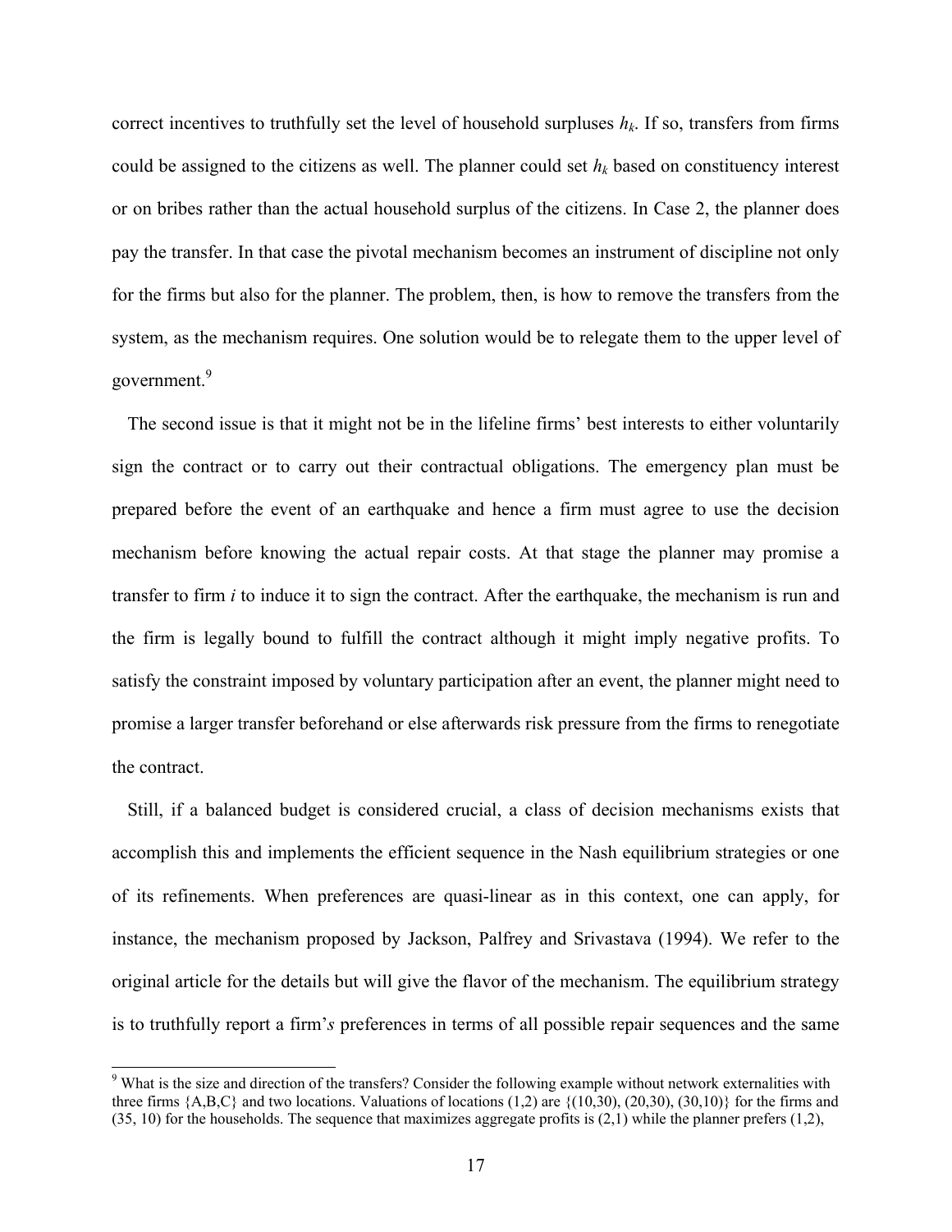correct incentives to truthfully set the level of household surpluses $h_k$. If so, transfers from firms could be assigned to the citizens as well. The planner could set $h_k$ based on constituency interest or on bribes rather than the actual household surplus of the citizens. In Case 2, the planner does pay the transfer. In that case the pivotal mechanism becomes an instrument of discipline not only for the firms but also for the planner. The problem, then, is how to remove the transfers from the system, as the mechanism requires. One solution would be to relegate them to the upper level of government.[9]

The second issue is that it might not be in the lifeline firms' best interests to either voluntarily sign the contract or to carry out their contractual obligations. The emergency plan must be prepared before the event of an earthquake and hence a firm must agree to use the decision mechanism before knowing the actual repair costs. At that stage the planner may promise a transfer to firm *i* to induce it to sign the contract. After the earthquake, the mechanism is run and the firm is legally bound to fulfill the contract although it might imply negative profits. To satisfy the constraint imposed by voluntary participation after an event, the planner might need to promise a larger transfer beforehand or else afterwards risk pressure from the firms to renegotiate the contract.

Still, if a balanced budget is considered crucial, a class of decision mechanisms exists that accomplish this and implements the efficient sequence in the Nash equilibrium strategies or one of its refinements. When preferences are quasi-linear as in this context, one can apply, for instance, the mechanism proposed by Jackson, Palfrey and Srivastava (1994). We refer to the original article for the details but will give the flavor of the mechanism. The equilibrium strategy is to truthfully report a firm'*s* preferences in terms of all possible repair sequences and the same

---

[9] What is the size and direction of the transfers? Consider the following example without network externalities with three firms {A,B,C} and two locations. Valuations of locations (1,2) are {(10,30), (20,30), (30,10)} for the firms and (35, 10) for the households. The sequence that maximizes aggregate profits is (2,1) while the planner prefers (1,2),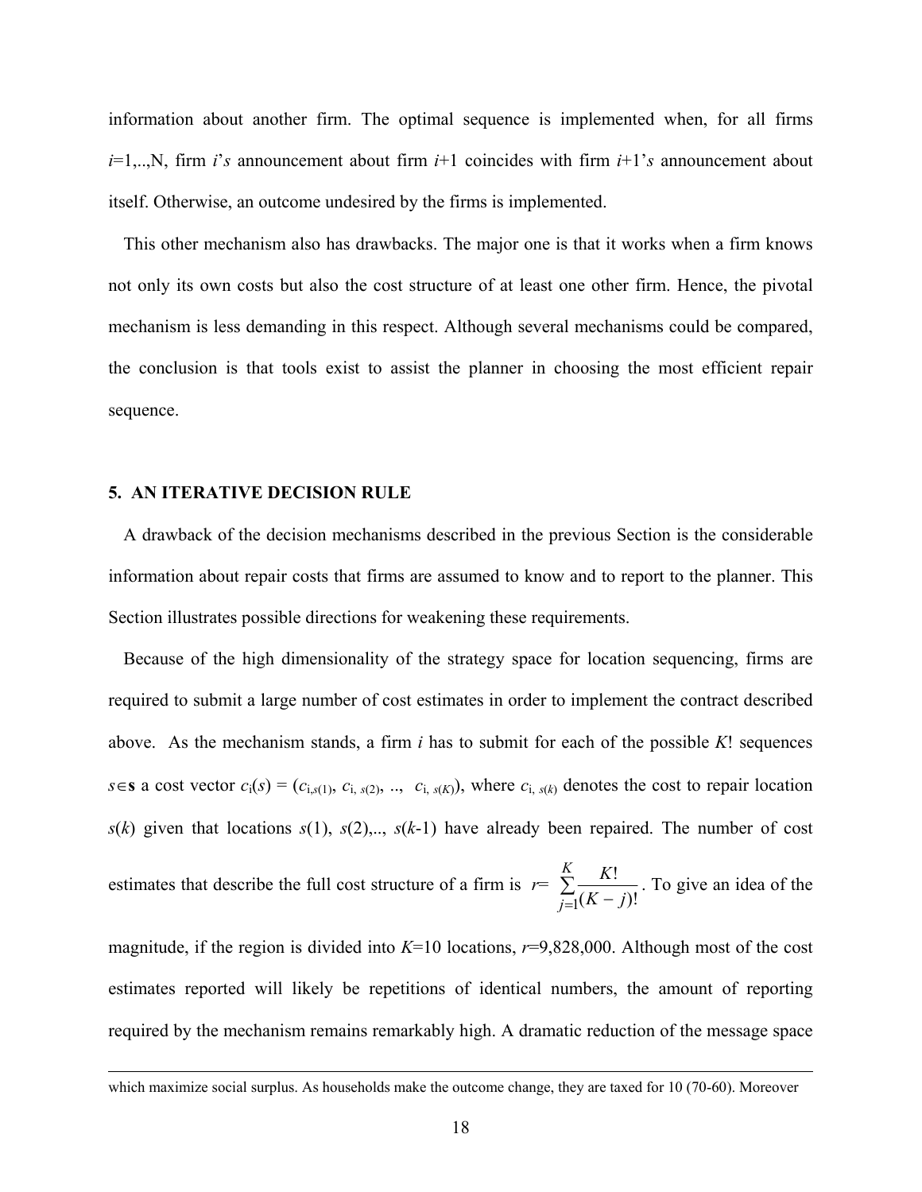information about another firm. The optimal sequence is implemented when, for all firms $i$=1,..,N, firm $i$'s announcement about firm $i$+1 coincides with firm $i$+1's announcement about itself. Otherwise, an outcome undesired by the firms is implemented.

This other mechanism also has drawbacks. The major one is that it works when a firm knows not only its own costs but also the cost structure of at least one other firm. Hence, the pivotal mechanism is less demanding in this respect. Although several mechanisms could be compared, the conclusion is that tools exist to assist the planner in choosing the most efficient repair sequence.

## 5. AN ITERATIVE DECISION RULE

A drawback of the decision mechanisms described in the previous Section is the considerable information about repair costs that firms are assumed to know and to report to the planner. This Section illustrates possible directions for weakening these requirements.

Because of the high dimensionality of the strategy space for location sequencing, firms are required to submit a large number of cost estimates in order to implement the contract described above. As the mechanism stands, a firm $i$ has to submit for each of the possible $K!$ sequences $s \in \mathbf{s}$ a cost vector $c_i(s) = (c_{i,s(1)}, c_{i,s(2)}, .., c_{i,s(K)})$, where $c_{i,s(k)}$ denotes the cost to repair location $s(k)$ given that locations $s(1)$, $s(2)$,.., $s(k\text{-}1)$ have already been repaired. The number of cost estimates that describe the full cost structure of a firm is $r = \sum_{j=1}^{K} \frac{K!}{(K-j)!}$. To give an idea of the magnitude, if the region is divided into $K$=10 locations, $r$=9,828,000. Although most of the cost estimates reported will likely be repetitions of identical numbers, the amount of reporting required by the mechanism remains remarkably high. A dramatic reduction of the message space

---

which maximize social surplus. As households make the outcome change, they are taxed for 10 (70-60). Moreover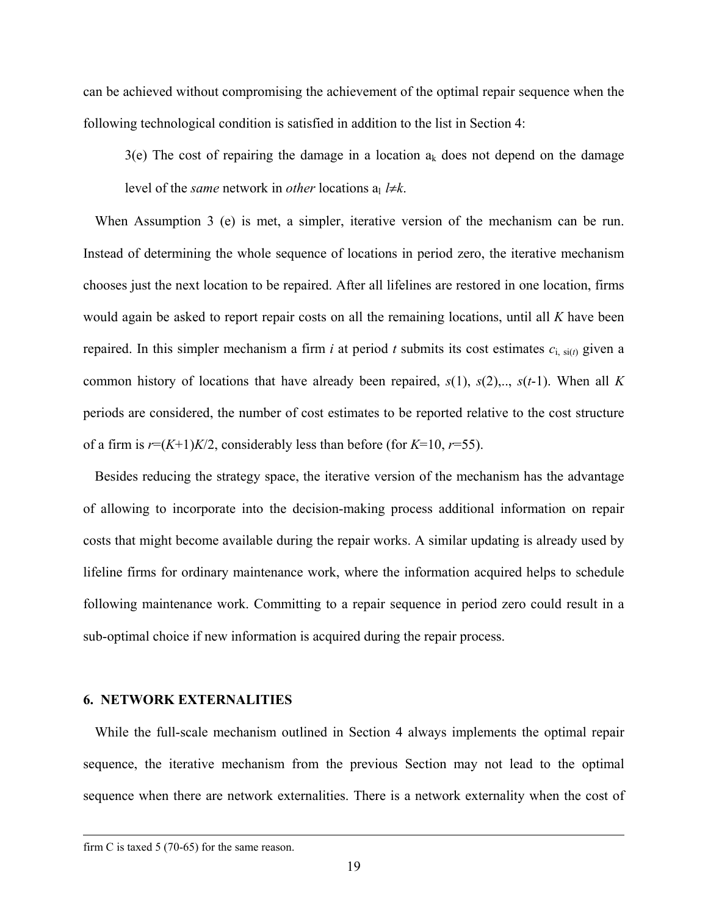can be achieved without compromising the achievement of the optimal repair sequence when the following technological condition is satisfied in addition to the list in Section 4:

> 3(e) The cost of repairing the damage in a location $a_k$ does not depend on the damage level of the *same* network in *other* locations $a_l$ $l \neq k$.

When Assumption 3 (e) is met, a simpler, iterative version of the mechanism can be run. Instead of determining the whole sequence of locations in period zero, the iterative mechanism chooses just the next location to be repaired. After all lifelines are restored in one location, firms would again be asked to report repair costs on all the remaining locations, until all $K$ have been repaired. In this simpler mechanism a firm $i$ at period $t$ submits its cost estimates $c_{i,\, si(t)}$ given a common history of locations that have already been repaired, $s(1)$, $s(2)$,.., $s(t\text{-}1)$. When all $K$ periods are considered, the number of cost estimates to be reported relative to the cost structure of a firm is $r=(K+1)K/2$, considerably less than before (for $K$=10, $r$=55).

Besides reducing the strategy space, the iterative version of the mechanism has the advantage of allowing to incorporate into the decision-making process additional information on repair costs that might become available during the repair works. A similar updating is already used by lifeline firms for ordinary maintenance work, where the information acquired helps to schedule following maintenance work. Committing to a repair sequence in period zero could result in a sub-optimal choice if new information is acquired during the repair process.

## 6. NETWORK EXTERNALITIES

While the full-scale mechanism outlined in Section 4 always implements the optimal repair sequence, the iterative mechanism from the previous Section may not lead to the optimal sequence when there are network externalities. There is a network externality when the cost of

---

firm C is taxed 5 (70-65) for the same reason.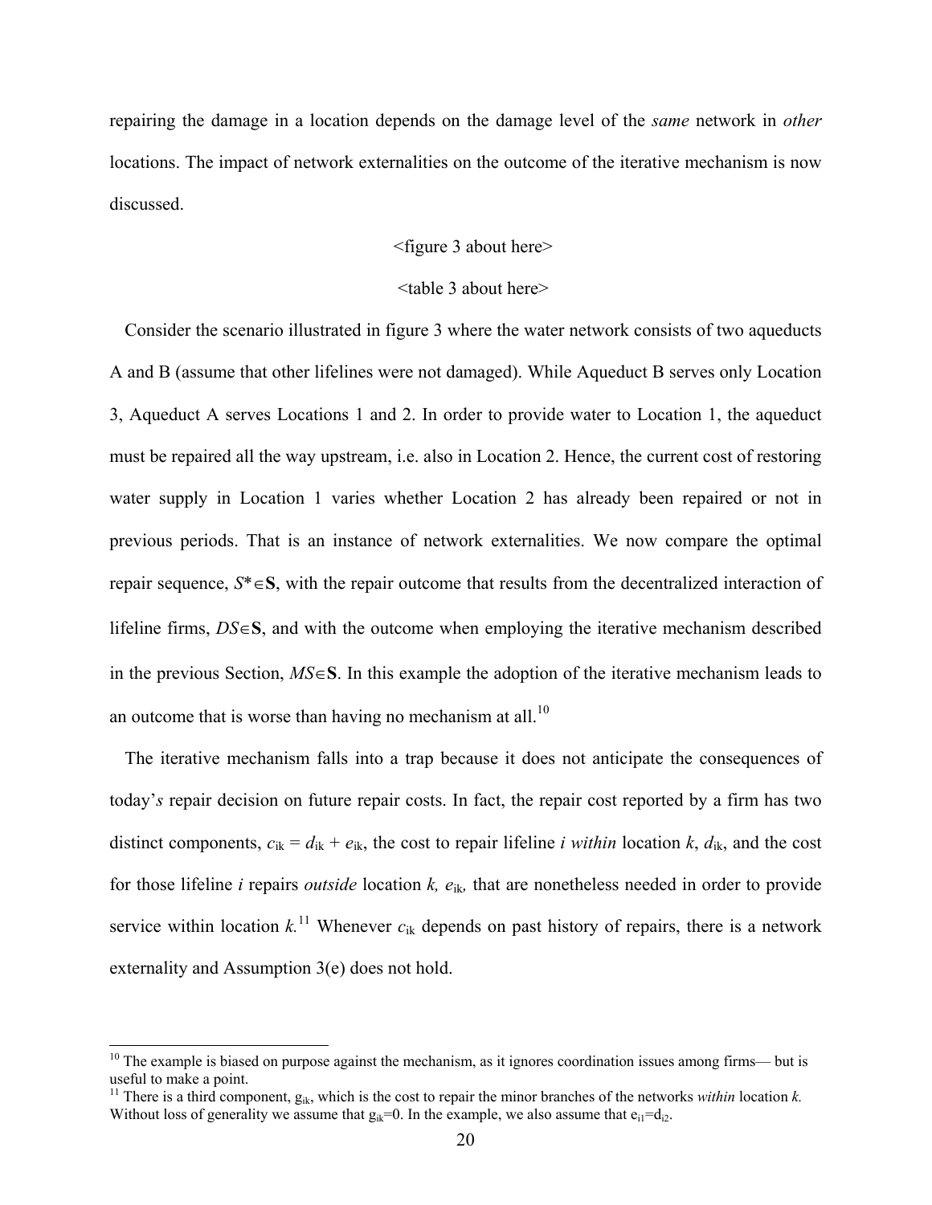repairing the damage in a location depends on the damage level of the *same* network in *other* locations. The impact of network externalities on the outcome of the iterative mechanism is now discussed.

<figure 3 about here>

<table 3 about here>

Consider the scenario illustrated in figure 3 where the water network consists of two aqueducts A and B (assume that other lifelines were not damaged). While Aqueduct B serves only Location 3, Aqueduct A serves Locations 1 and 2. In order to provide water to Location 1, the aqueduct must be repaired all the way upstream, i.e. also in Location 2. Hence, the current cost of restoring water supply in Location 1 varies whether Location 2 has already been repaired or not in previous periods. That is an instance of network externalities. We now compare the optimal repair sequence, $S^* \in \mathbf{S}$, with the repair outcome that results from the decentralized interaction of lifeline firms, $DS \in \mathbf{S}$, and with the outcome when employing the iterative mechanism described in the previous Section, $MS \in \mathbf{S}$. In this example the adoption of the iterative mechanism leads to an outcome that is worse than having no mechanism at all.[10]

The iterative mechanism falls into a trap because it does not anticipate the consequences of today'*s* repair decision on future repair costs. In fact, the repair cost reported by a firm has two distinct components, $c_{ik} = d_{ik} + e_{ik}$, the cost to repair lifeline $i$ *within* location $k$, $d_{ik}$, and the cost for those lifeline $i$ repairs *outside* location $k$, $e_{ik}$, that are nonetheless needed in order to provide service within location $k$.[11] Whenever $c_{ik}$ depends on past history of repairs, there is a network externality and Assumption 3(e) does not hold.

---

[10] The example is biased on purpose against the mechanism, as it ignores coordination issues among firms— but is useful to make a point.

[11] There is a third component, $g_{ik}$, which is the cost to repair the minor branches of the networks *within* location $k$. Without loss of generality we assume that $g_{ik}=0$. In the example, we also assume that $e_{i1}=d_{i2}$.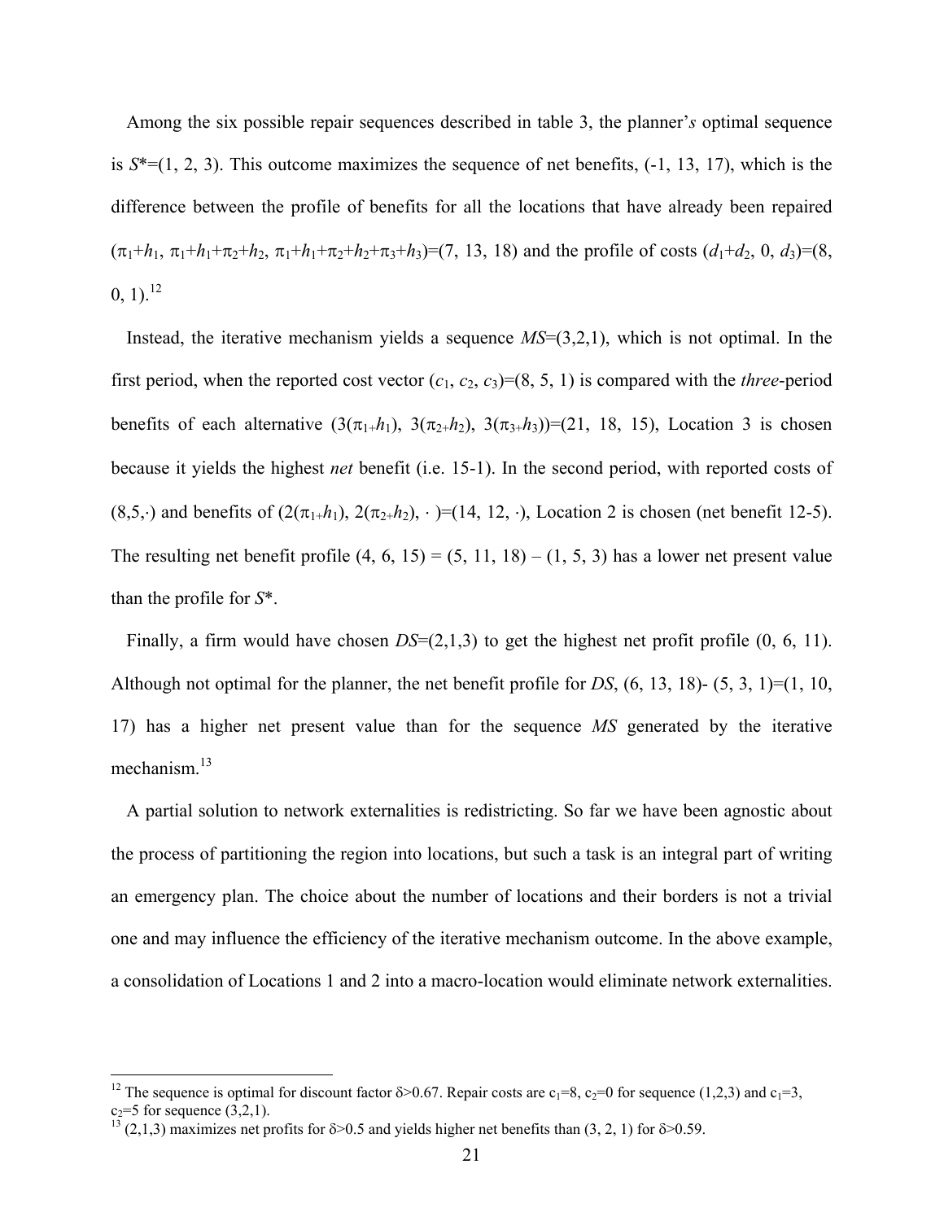Among the six possible repair sequences described in table 3, the planner's optimal sequence is $S^*=(1, 2, 3)$. This outcome maximizes the sequence of net benefits, (-1, 13, 17), which is the difference between the profile of benefits for all the locations that have already been repaired ($\pi_1+h_1$, $\pi_1+h_1+\pi_2+h_2$, $\pi_1+h_1+\pi_2+h_2+\pi_3+h_3$)=(7, 13, 18) and the profile of costs ($d_1+d_2$, 0, $d_3$)=(8, 0, 1).[12]

Instead, the iterative mechanism yields a sequence $MS$=(3,2,1), which is not optimal. In the first period, when the reported cost vector ($c_1$, $c_2$, $c_3$)=(8, 5, 1) is compared with the *three*-period benefits of each alternative ($3(\pi_1+h_1)$, $3(\pi_2+h_2)$, $3(\pi_3+h_3)$)=(21, 18, 15), Location 3 is chosen because it yields the highest *net* benefit (i.e. 15-1). In the second period, with reported costs of (8,5,·) and benefits of ($2(\pi_1+h_1)$, $2(\pi_2+h_2)$, · )=(14, 12, ·), Location 2 is chosen (net benefit 12-5). The resulting net benefit profile (4, 6, 15) = (5, 11, 18) – (1, 5, 3) has a lower net present value than the profile for $S^*$.

Finally, a firm would have chosen $DS$=(2,1,3) to get the highest net profit profile (0, 6, 11). Although not optimal for the planner, the net benefit profile for $DS$, (6, 13, 18)- (5, 3, 1)=(1, 10, 17) has a higher net present value than for the sequence $MS$ generated by the iterative mechanism.[13]

A partial solution to network externalities is redistricting. So far we have been agnostic about the process of partitioning the region into locations, but such a task is an integral part of writing an emergency plan. The choice about the number of locations and their borders is not a trivial one and may influence the efficiency of the iterative mechanism outcome. In the above example, a consolidation of Locations 1 and 2 into a macro-location would eliminate network externalities.

---

[12] The sequence is optimal for discount factor $\delta>0.67$. Repair costs are $c_1=8$, $c_2=0$ for sequence (1,2,3) and $c_1=3$, $c_2=5$ for sequence (3,2,1).

[13] (2,1,3) maximizes net profits for $\delta>0.5$ and yields higher net benefits than (3, 2, 1) for $\delta>0.59$.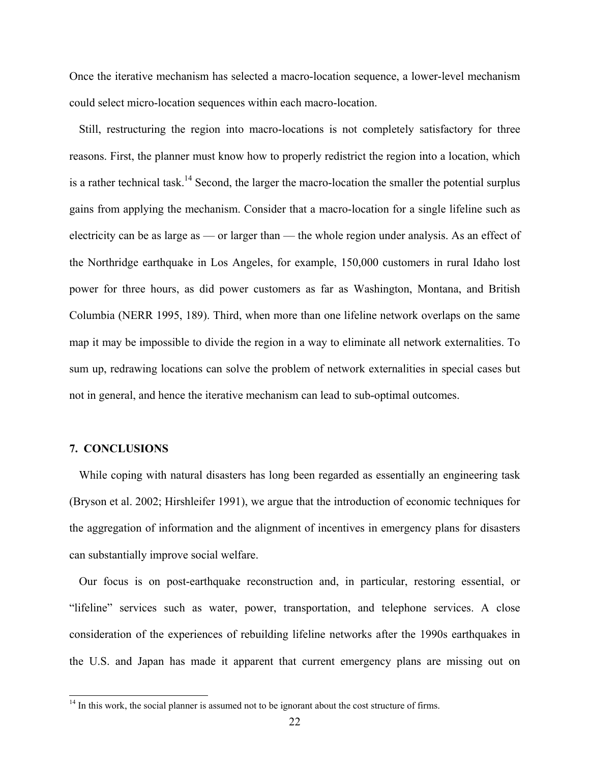Once the iterative mechanism has selected a macro-location sequence, a lower-level mechanism could select micro-location sequences within each macro-location.

Still, restructuring the region into macro-locations is not completely satisfactory for three reasons. First, the planner must know how to properly redistrict the region into a location, which is a rather technical task.[14] Second, the larger the macro-location the smaller the potential surplus gains from applying the mechanism. Consider that a macro-location for a single lifeline such as electricity can be as large as — or larger than — the whole region under analysis. As an effect of the Northridge earthquake in Los Angeles, for example, 150,000 customers in rural Idaho lost power for three hours, as did power customers as far as Washington, Montana, and British Columbia (NERR 1995, 189). Third, when more than one lifeline network overlaps on the same map it may be impossible to divide the region in a way to eliminate all network externalities. To sum up, redrawing locations can solve the problem of network externalities in special cases but not in general, and hence the iterative mechanism can lead to sub-optimal outcomes.

## 7. CONCLUSIONS

While coping with natural disasters has long been regarded as essentially an engineering task (Bryson et al. 2002; Hirshleifer 1991), we argue that the introduction of economic techniques for the aggregation of information and the alignment of incentives in emergency plans for disasters can substantially improve social welfare.

Our focus is on post-earthquake reconstruction and, in particular, restoring essential, or "lifeline" services such as water, power, transportation, and telephone services. A close consideration of the experiences of rebuilding lifeline networks after the 1990s earthquakes in the U.S. and Japan has made it apparent that current emergency plans are missing out on

[14] In this work, the social planner is assumed not to be ignorant about the cost structure of firms.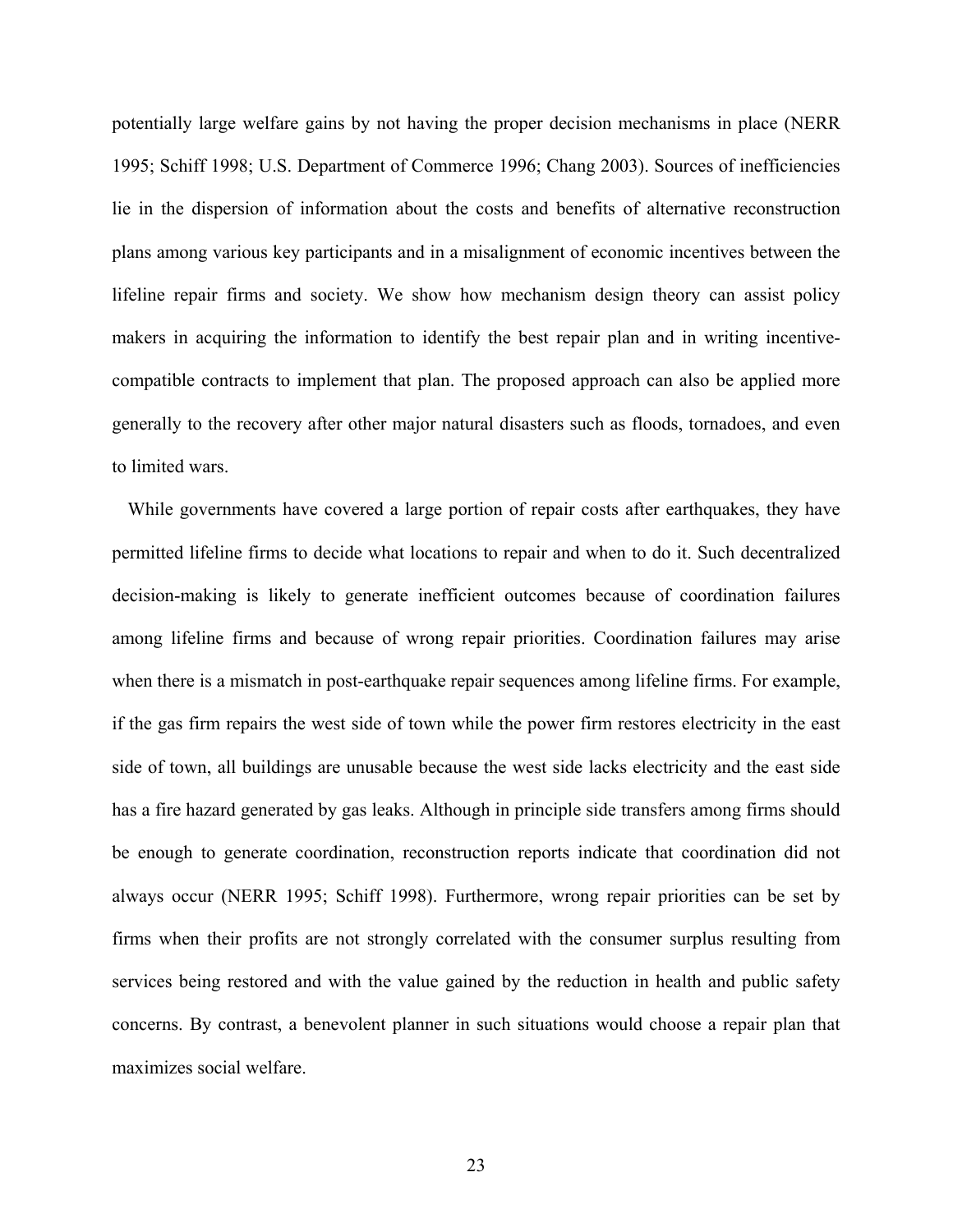potentially large welfare gains by not having the proper decision mechanisms in place (NERR 1995; Schiff 1998; U.S. Department of Commerce 1996; Chang 2003). Sources of inefficiencies lie in the dispersion of information about the costs and benefits of alternative reconstruction plans among various key participants and in a misalignment of economic incentives between the lifeline repair firms and society. We show how mechanism design theory can assist policy makers in acquiring the information to identify the best repair plan and in writing incentive-compatible contracts to implement that plan. The proposed approach can also be applied more generally to the recovery after other major natural disasters such as floods, tornadoes, and even to limited wars.

While governments have covered a large portion of repair costs after earthquakes, they have permitted lifeline firms to decide what locations to repair and when to do it. Such decentralized decision-making is likely to generate inefficient outcomes because of coordination failures among lifeline firms and because of wrong repair priorities. Coordination failures may arise when there is a mismatch in post-earthquake repair sequences among lifeline firms. For example, if the gas firm repairs the west side of town while the power firm restores electricity in the east side of town, all buildings are unusable because the west side lacks electricity and the east side has a fire hazard generated by gas leaks. Although in principle side transfers among firms should be enough to generate coordination, reconstruction reports indicate that coordination did not always occur (NERR 1995; Schiff 1998). Furthermore, wrong repair priorities can be set by firms when their profits are not strongly correlated with the consumer surplus resulting from services being restored and with the value gained by the reduction in health and public safety concerns. By contrast, a benevolent planner in such situations would choose a repair plan that maximizes social welfare.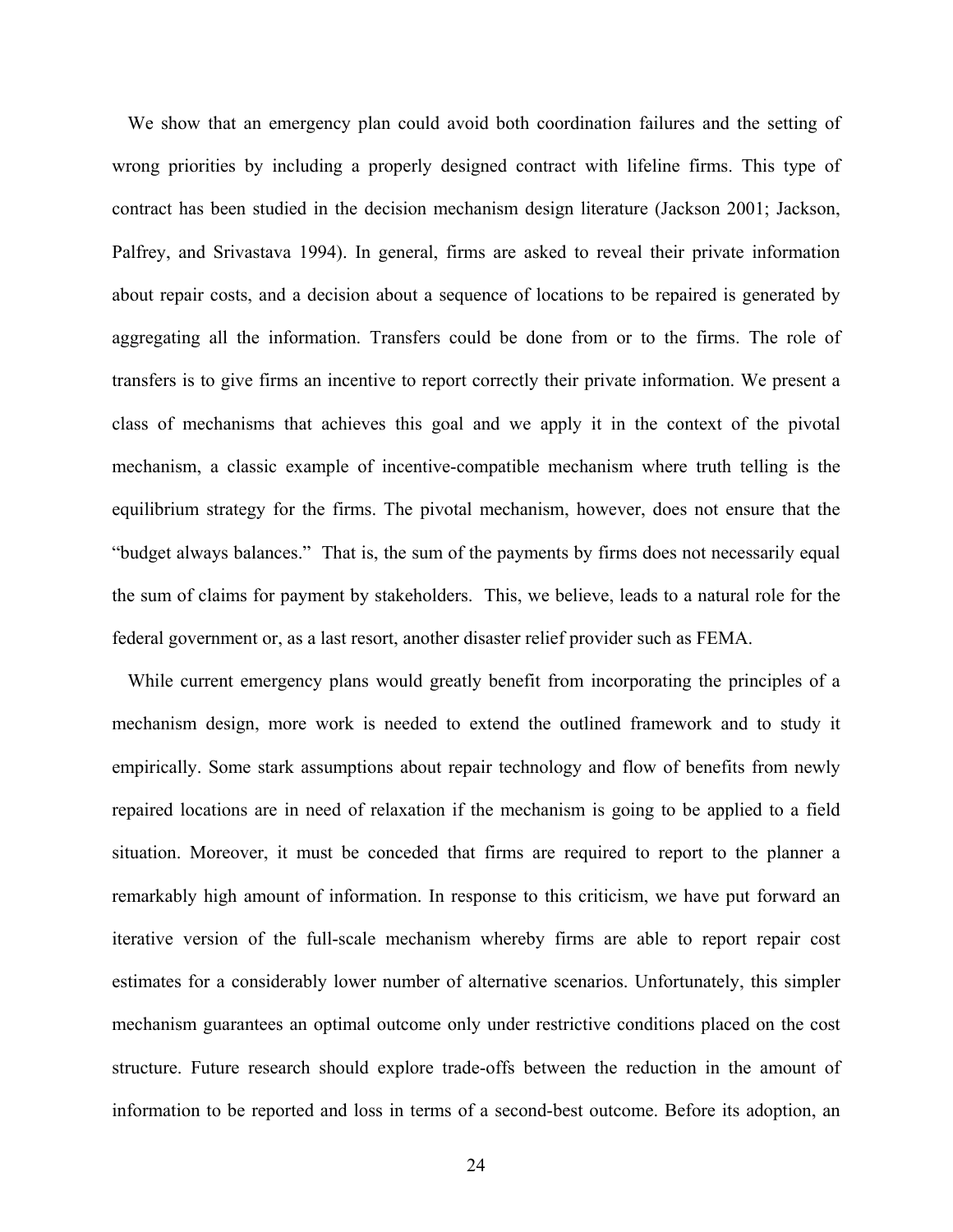We show that an emergency plan could avoid both coordination failures and the setting of wrong priorities by including a properly designed contract with lifeline firms. This type of contract has been studied in the decision mechanism design literature (Jackson 2001; Jackson, Palfrey, and Srivastava 1994). In general, firms are asked to reveal their private information about repair costs, and a decision about a sequence of locations to be repaired is generated by aggregating all the information. Transfers could be done from or to the firms. The role of transfers is to give firms an incentive to report correctly their private information. We present a class of mechanisms that achieves this goal and we apply it in the context of the pivotal mechanism, a classic example of incentive-compatible mechanism where truth telling is the equilibrium strategy for the firms. The pivotal mechanism, however, does not ensure that the "budget always balances." That is, the sum of the payments by firms does not necessarily equal the sum of claims for payment by stakeholders. This, we believe, leads to a natural role for the federal government or, as a last resort, another disaster relief provider such as FEMA.

While current emergency plans would greatly benefit from incorporating the principles of a mechanism design, more work is needed to extend the outlined framework and to study it empirically. Some stark assumptions about repair technology and flow of benefits from newly repaired locations are in need of relaxation if the mechanism is going to be applied to a field situation. Moreover, it must be conceded that firms are required to report to the planner a remarkably high amount of information. In response to this criticism, we have put forward an iterative version of the full-scale mechanism whereby firms are able to report repair cost estimates for a considerably lower number of alternative scenarios. Unfortunately, this simpler mechanism guarantees an optimal outcome only under restrictive conditions placed on the cost structure. Future research should explore trade-offs between the reduction in the amount of information to be reported and loss in terms of a second-best outcome. Before its adoption, an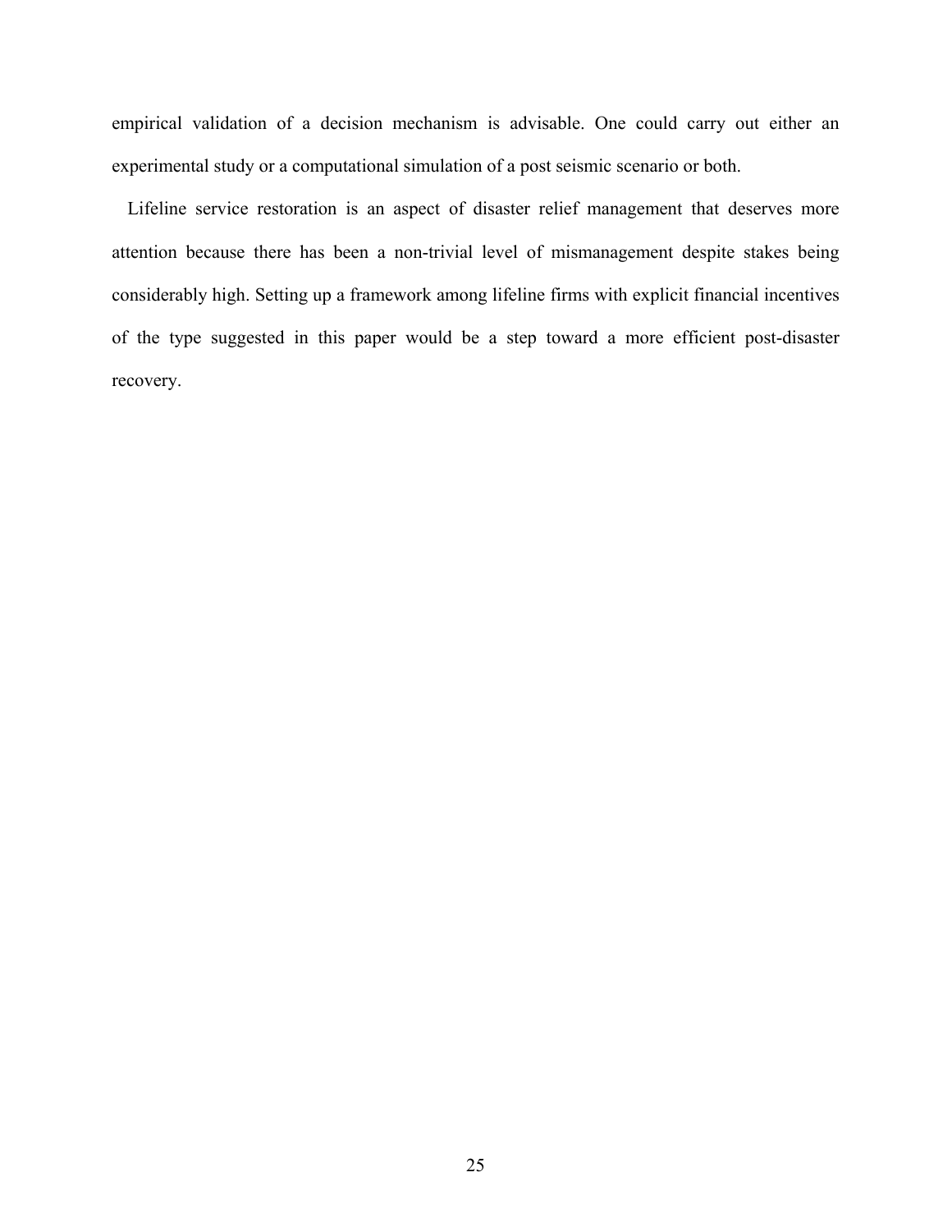empirical validation of a decision mechanism is advisable. One could carry out either an experimental study or a computational simulation of a post seismic scenario or both.

Lifeline service restoration is an aspect of disaster relief management that deserves more attention because there has been a non-trivial level of mismanagement despite stakes being considerably high. Setting up a framework among lifeline firms with explicit financial incentives of the type suggested in this paper would be a step toward a more efficient post-disaster recovery.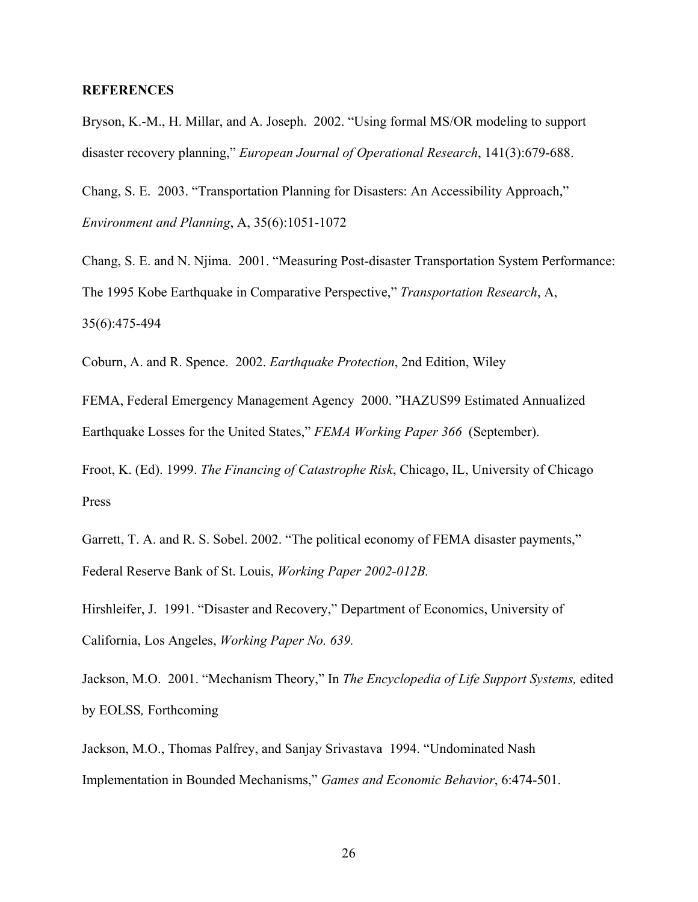## REFERENCES

Bryson, K.-M., H. Millar, and A. Joseph. 2002. "Using formal MS/OR modeling to support disaster recovery planning," *European Journal of Operational Research*, 141(3):679-688.

Chang, S. E. 2003. "Transportation Planning for Disasters: An Accessibility Approach," *Environment and Planning*, A, 35(6):1051-1072

Chang, S. E. and N. Njima. 2001. "Measuring Post-disaster Transportation System Performance: The 1995 Kobe Earthquake in Comparative Perspective," *Transportation Research*, A, 35(6):475-494

Coburn, A. and R. Spence. 2002. *Earthquake Protection*, 2nd Edition, Wiley

FEMA, Federal Emergency Management Agency 2000. "HAZUS99 Estimated Annualized Earthquake Losses for the United States," *FEMA Working Paper 366* (September).

Froot, K. (Ed). 1999. *The Financing of Catastrophe Risk*, Chicago, IL, University of Chicago Press

Garrett, T. A. and R. S. Sobel. 2002. "The political economy of FEMA disaster payments," Federal Reserve Bank of St. Louis, *Working Paper 2002-012B.*

Hirshleifer, J. 1991. "Disaster and Recovery," Department of Economics, University of California, Los Angeles, *Working Paper No. 639.*

Jackson, M.O. 2001. "Mechanism Theory," In *The Encyclopedia of Life Support Systems,* edited by EOLSS*,* Forthcoming

Jackson, M.O., Thomas Palfrey, and Sanjay Srivastava 1994. "Undominated Nash Implementation in Bounded Mechanisms," *Games and Economic Behavior*, 6:474-501.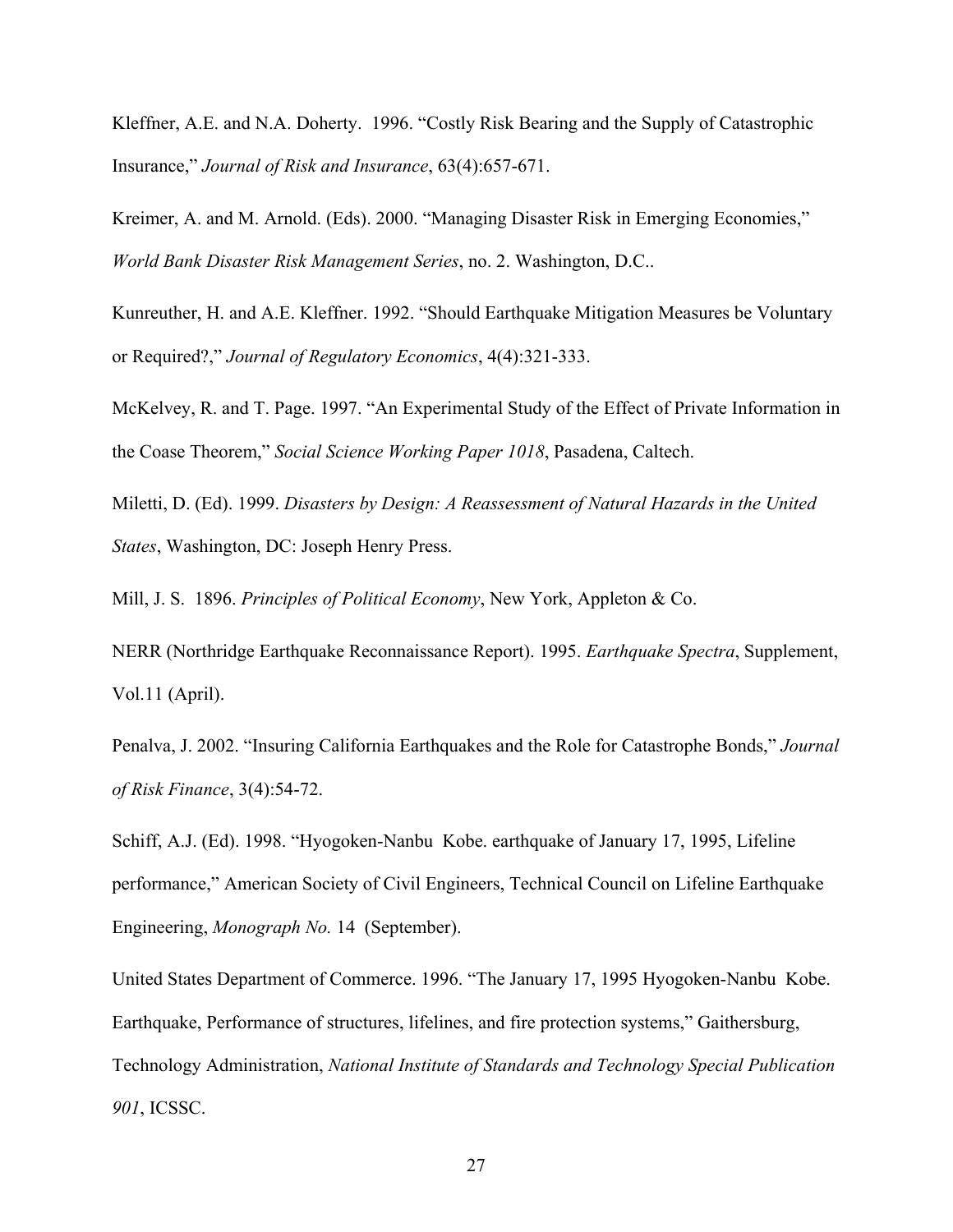Kleffner, A.E. and N.A. Doherty. 1996. "Costly Risk Bearing and the Supply of Catastrophic Insurance," *Journal of Risk and Insurance*, 63(4):657-671.

Kreimer, A. and M. Arnold. (Eds). 2000. "Managing Disaster Risk in Emerging Economies," *World Bank Disaster Risk Management Series*, no. 2. Washington, D.C..

Kunreuther, H. and A.E. Kleffner. 1992. "Should Earthquake Mitigation Measures be Voluntary or Required?," *Journal of Regulatory Economics*, 4(4):321-333.

McKelvey, R. and T. Page. 1997. "An Experimental Study of the Effect of Private Information in the Coase Theorem," *Social Science Working Paper 1018*, Pasadena, Caltech.

Miletti, D. (Ed). 1999. *Disasters by Design: A Reassessment of Natural Hazards in the United States*, Washington, DC: Joseph Henry Press.

Mill, J. S. 1896. *Principles of Political Economy*, New York, Appleton & Co.

NERR (Northridge Earthquake Reconnaissance Report). 1995. *Earthquake Spectra*, Supplement, Vol.11 (April).

Penalva, J. 2002. "Insuring California Earthquakes and the Role for Catastrophe Bonds," *Journal of Risk Finance*, 3(4):54-72.

Schiff, A.J. (Ed). 1998. "Hyogoken-Nanbu Kobe. earthquake of January 17, 1995, Lifeline performance," American Society of Civil Engineers, Technical Council on Lifeline Earthquake Engineering, *Monograph No.* 14 (September).

United States Department of Commerce. 1996. "The January 17, 1995 Hyogoken-Nanbu Kobe. Earthquake, Performance of structures, lifelines, and fire protection systems," Gaithersburg, Technology Administration, *National Institute of Standards and Technology Special Publication 901*, ICSSC.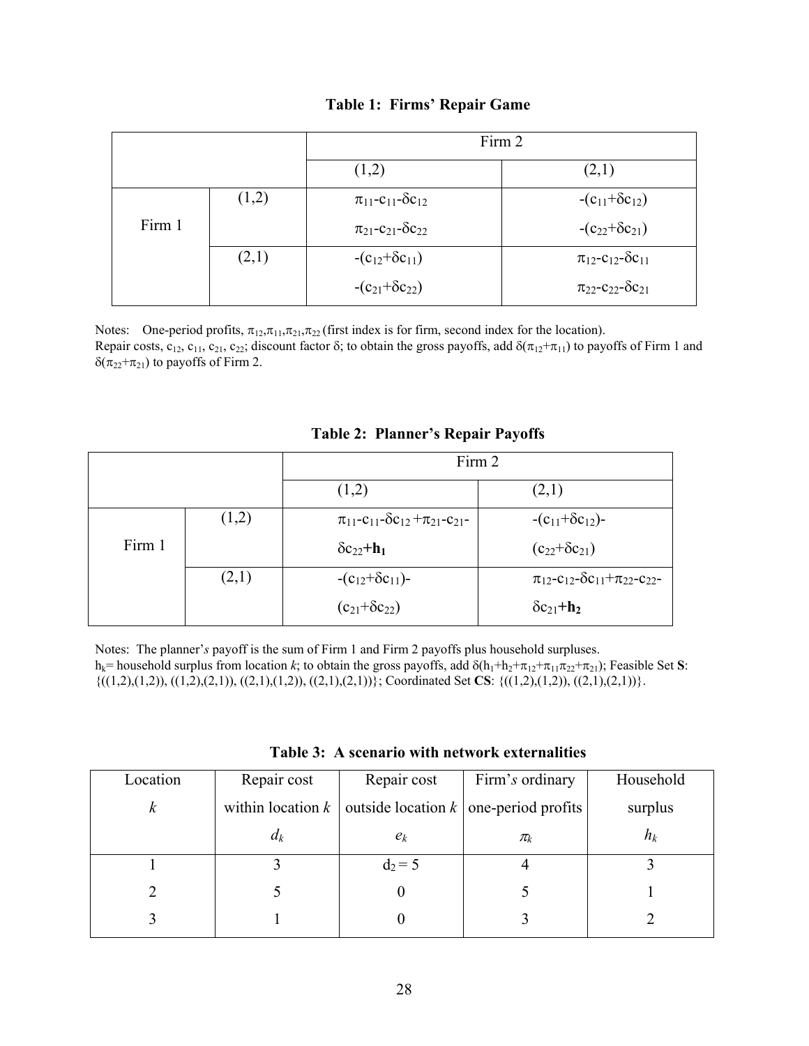**Table 1: Firms' Repair Game**

| | | Firm 2 | |
|---|---|---|---|
| | | (1,2) | (2,1) |
| Firm 1 | (1,2) | $\pi_{11}-c_{11}-\delta c_{12}$<br>$\pi_{21}-c_{21}-\delta c_{22}$ | $-(c_{11}+\delta c_{12})$<br>$-(c_{22}+\delta c_{21})$ |
| | (2,1) | $-(c_{12}+\delta c_{11})$<br>$-(c_{21}+\delta c_{22})$ | $\pi_{12}-c_{12}-\delta c_{11}$<br>$\pi_{22}-c_{22}-\delta c_{21}$ |

Notes: One-period profits, $\pi_{12},\pi_{11},\pi_{21},\pi_{22}$ (first index is for firm, second index for the location). Repair costs, $c_{12}$, $c_{11}$, $c_{21}$, $c_{22}$; discount factor $\delta$; to obtain the gross payoffs, add $\delta(\pi_{12}+\pi_{11})$ to payoffs of Firm 1 and $\delta(\pi_{22}+\pi_{21})$ to payoffs of Firm 2.

**Table 2: Planner's Repair Payoffs**

| | | Firm 2 | |
|---|---|---|---|
| | | (1,2) | (2,1) |
| Firm 1 | (1,2) | $\pi_{11}-c_{11}-\delta c_{12}+\pi_{21}-c_{21}-\delta c_{22}+\mathbf{h_1}$ | $-(c_{11}+\delta c_{12})-(c_{22}+\delta c_{21})$ |
| | (2,1) | $-(c_{12}+\delta c_{11})-(c_{21}+\delta c_{22})$ | $\pi_{12}-c_{12}-\delta c_{11}+\pi_{22}-c_{22}-\delta c_{21}+\mathbf{h_2}$ |

Notes: The planner's payoff is the sum of Firm 1 and Firm 2 payoffs plus household surpluses. $h_k$= household surplus from location *k*; to obtain the gross payoffs, add $\delta(h_1+h_2+\pi_{12}+\pi_{11}\pi_{22}+\pi_{21})$; Feasible Set **S**: {((1,2),(1,2)), ((1,2),(2,1)), ((2,1),(1,2)), ((2,1),(2,1))}; Coordinated Set **CS**: {((1,2),(1,2)), ((2,1),(2,1))}.

**Table 3: A scenario with network externalities**

| Location $k$ | Repair cost within location $k$ $d_k$ | Repair cost outside location $k$ $e_k$ | Firm's ordinary one-period profits $\pi_k$ | Household surplus $h_k$ |
|---|---|---|---|---|
| 1 | 3 | $d_2 = 5$ | 4 | 3 |
| 2 | 5 | 0 | 5 | 1 |
| 3 | 1 | 0 | 3 | 2 |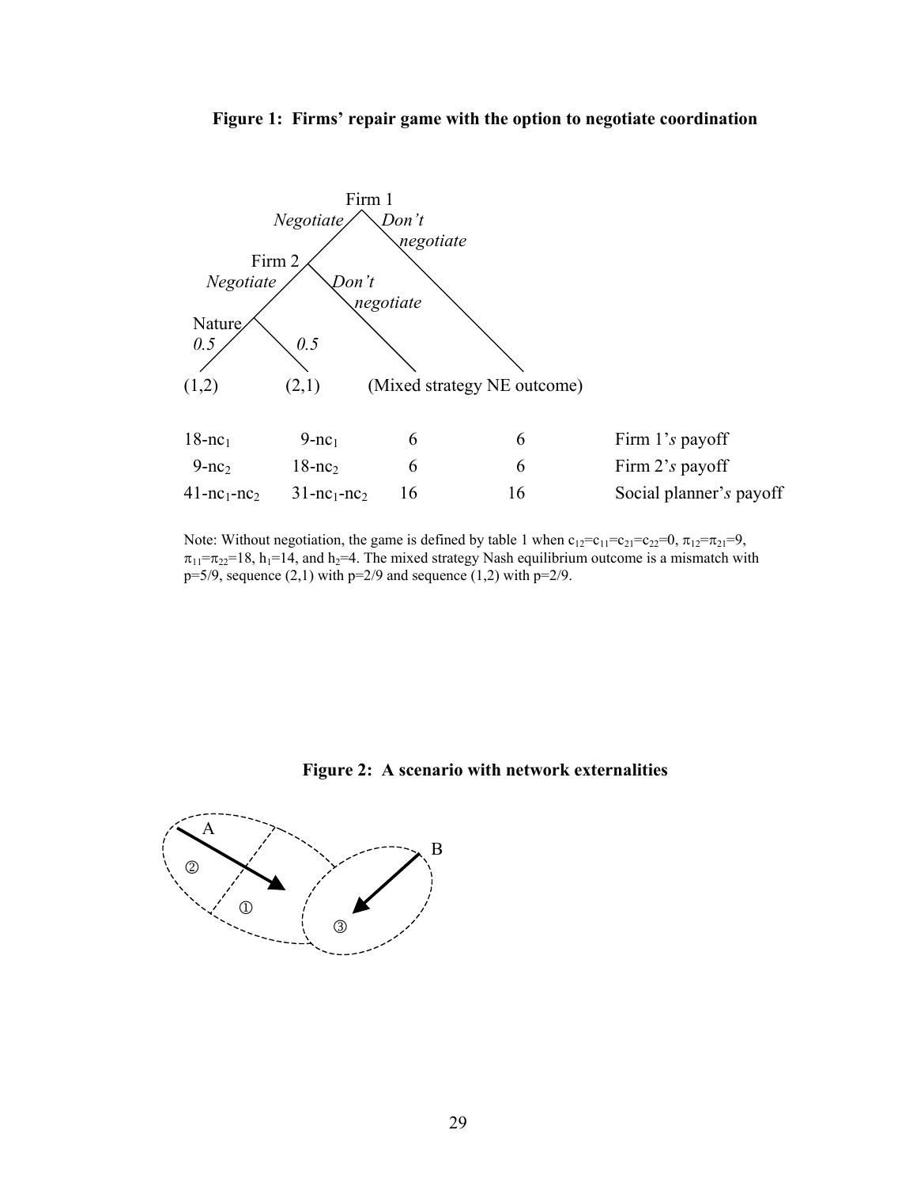**Figure 1: Firms' repair game with the option to negotiate coordination**

Firm 1

*Negotiate* *Don't negotiate*

Firm 2

*Negotiate* *Don't negotiate*

Nature

*0.5* *0.5*

(1,2) (2,1) (Mixed strategy NE outcome)

| | | | | |
|---|---|---|---|---|
| $18\text{-}nc_1$ | $9\text{-}nc_1$ | 6 | 6 | Firm 1's payoff |
| $9\text{-}nc_2$ | $18\text{-}nc_2$ | 6 | 6 | Firm 2's payoff |
| $41\text{-}nc_1\text{-}nc_2$ | $31\text{-}nc_1\text{-}nc_2$ | 16 | 16 | Social planner's payoff |

Note: Without negotiation, the game is defined by table 1 when $c_{12}=c_{11}=c_{21}=c_{22}=0$, $\pi_{12}=\pi_{21}=9$, $\pi_{11}=\pi_{22}=18$, $h_1=14$, and $h_2=4$. The mixed strategy Nash equilibrium outcome is a mismatch with p=5/9, sequence (2,1) with p=2/9 and sequence (1,2) with p=2/9.

**Figure 2: A scenario with network externalities**

A

B

②

①

③